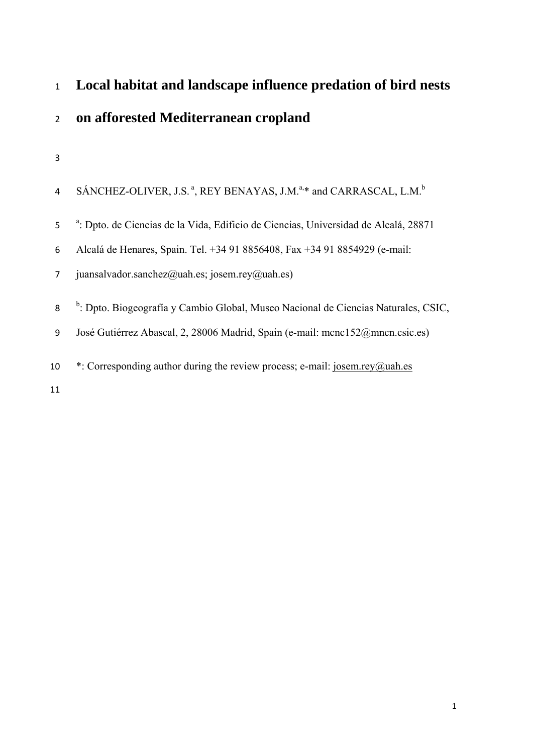# Local habitat and landscape influence predation of bird nests on afforested Mediterranean cropland

SÁNCHEZ-OLIVER, J.S. [a], REY BENAYAS, J.M.[a,]* and CARRASCAL, L.M.[b]

[a]: Dpto. de Ciencias de la Vida, Edificio de Ciencias, Universidad de Alcalá, 28871 Alcalá de Henares, Spain. Tel. +34 91 8856408, Fax +34 91 8854929 (e-mail: juansalvador.sanchez@uah.es; josem.rey@uah.es)

[b]: Dpto. Biogeografía y Cambio Global, Museo Nacional de Ciencias Naturales, CSIC, José Gutiérrez Abascal, 2, 28006 Madrid, Spain (e-mail: mcnc152@mncn.csic.es)

*: Corresponding author during the review process; e-mail: josem.rey@uah.es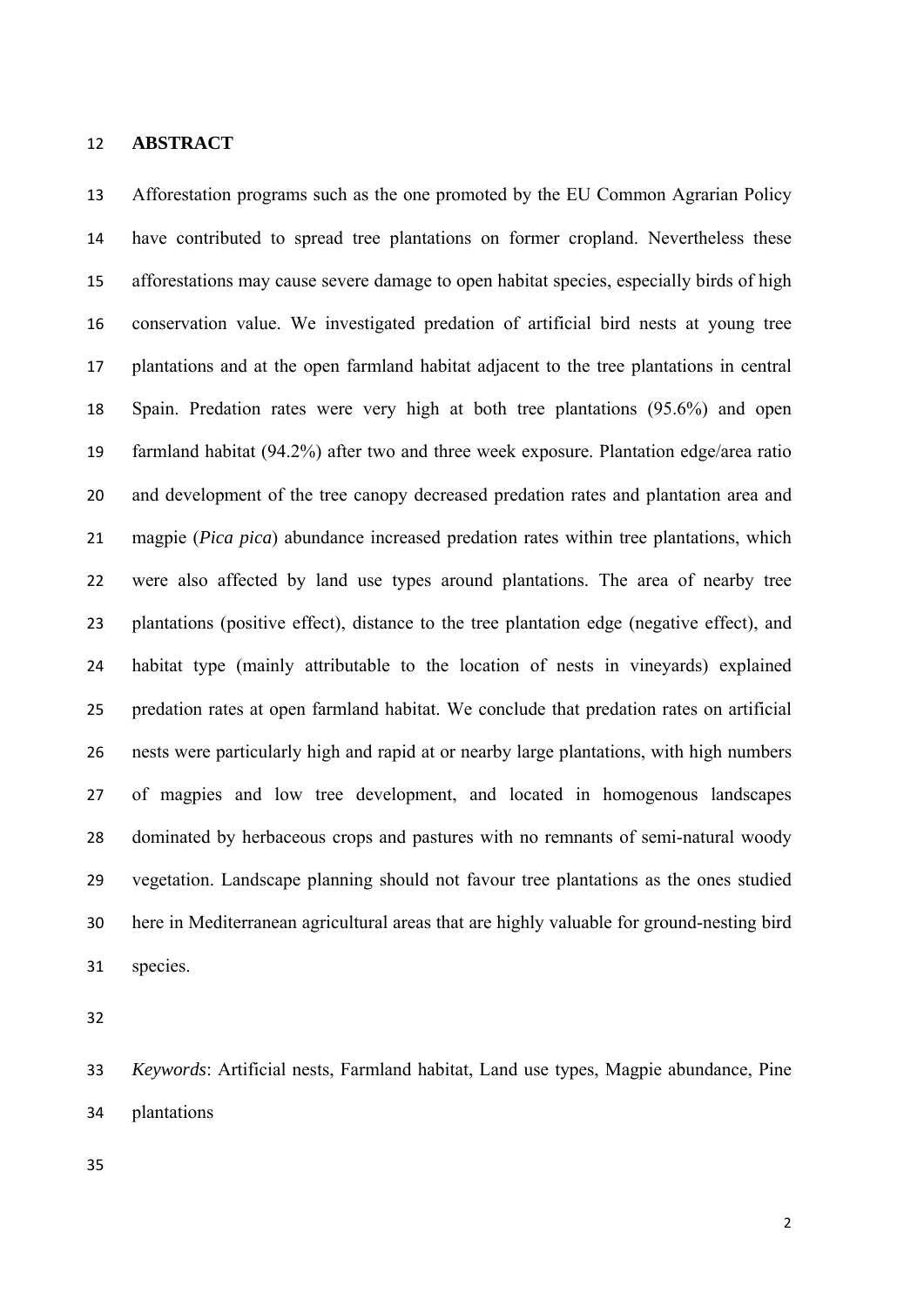## ABSTRACT

Afforestation programs such as the one promoted by the EU Common Agrarian Policy have contributed to spread tree plantations on former cropland. Nevertheless these afforestations may cause severe damage to open habitat species, especially birds of high conservation value. We investigated predation of artificial bird nests at young tree plantations and at the open farmland habitat adjacent to the tree plantations in central Spain. Predation rates were very high at both tree plantations (95.6%) and open farmland habitat (94.2%) after two and three week exposure. Plantation edge/area ratio and development of the tree canopy decreased predation rates and plantation area and magpie (*Pica pica*) abundance increased predation rates within tree plantations, which were also affected by land use types around plantations. The area of nearby tree plantations (positive effect), distance to the tree plantation edge (negative effect), and habitat type (mainly attributable to the location of nests in vineyards) explained predation rates at open farmland habitat. We conclude that predation rates on artificial nests were particularly high and rapid at or nearby large plantations, with high numbers of magpies and low tree development, and located in homogenous landscapes dominated by herbaceous crops and pastures with no remnants of semi-natural woody vegetation. Landscape planning should not favour tree plantations as the ones studied here in Mediterranean agricultural areas that are highly valuable for ground-nesting bird species.

*Keywords*: Artificial nests, Farmland habitat, Land use types, Magpie abundance, Pine plantations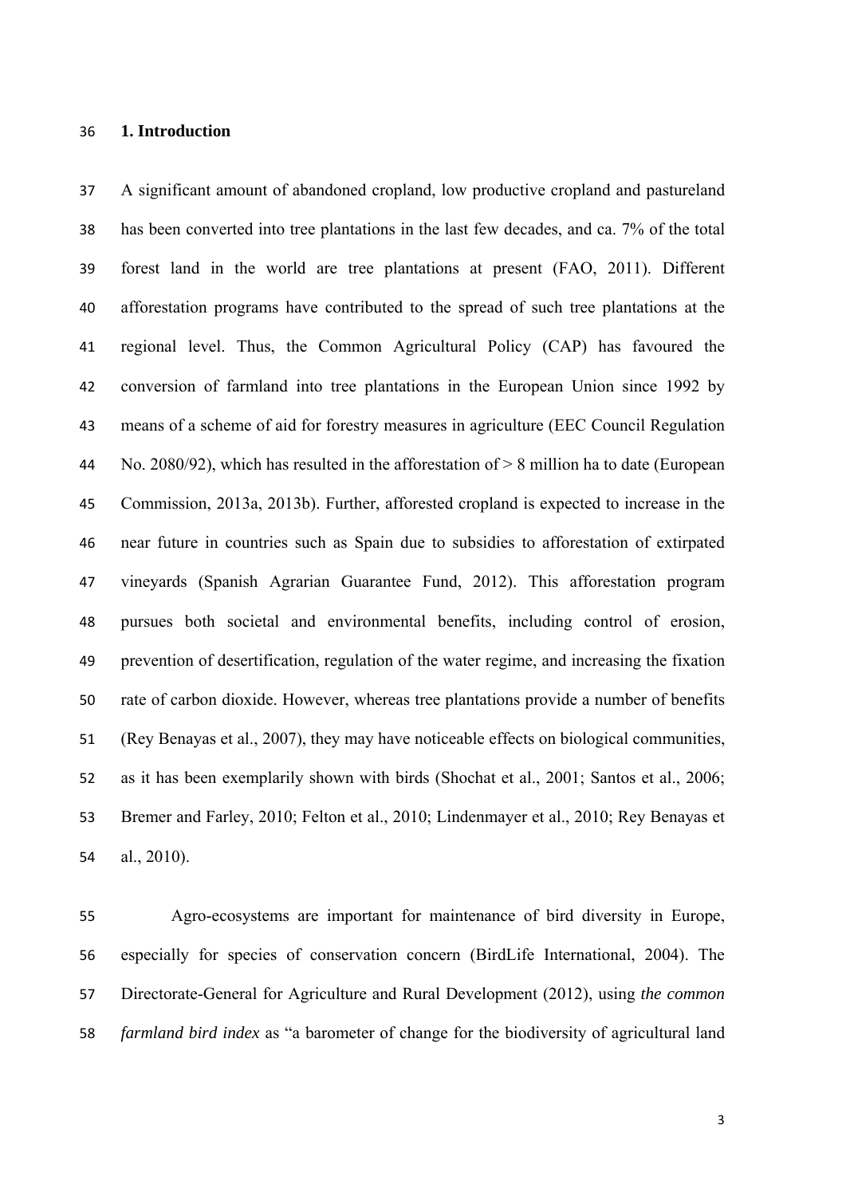## 1. Introduction

A significant amount of abandoned cropland, low productive cropland and pastureland has been converted into tree plantations in the last few decades, and ca. 7% of the total forest land in the world are tree plantations at present (FAO, 2011). Different afforestation programs have contributed to the spread of such tree plantations at the regional level. Thus, the Common Agricultural Policy (CAP) has favoured the conversion of farmland into tree plantations in the European Union since 1992 by means of a scheme of aid for forestry measures in agriculture (EEC Council Regulation No. 2080/92), which has resulted in the afforestation of > 8 million ha to date (European Commission, 2013a, 2013b). Further, afforested cropland is expected to increase in the near future in countries such as Spain due to subsidies to afforestation of extirpated vineyards (Spanish Agrarian Guarantee Fund, 2012). This afforestation program pursues both societal and environmental benefits, including control of erosion, prevention of desertification, regulation of the water regime, and increasing the fixation rate of carbon dioxide. However, whereas tree plantations provide a number of benefits (Rey Benayas et al., 2007), they may have noticeable effects on biological communities, as it has been exemplarily shown with birds (Shochat et al., 2001; Santos et al., 2006; Bremer and Farley, 2010; Felton et al., 2010; Lindenmayer et al., 2010; Rey Benayas et al., 2010).

Agro-ecosystems are important for maintenance of bird diversity in Europe, especially for species of conservation concern (BirdLife International, 2004). The Directorate-General for Agriculture and Rural Development (2012), using *the common farmland bird index* as "a barometer of change for the biodiversity of agricultural land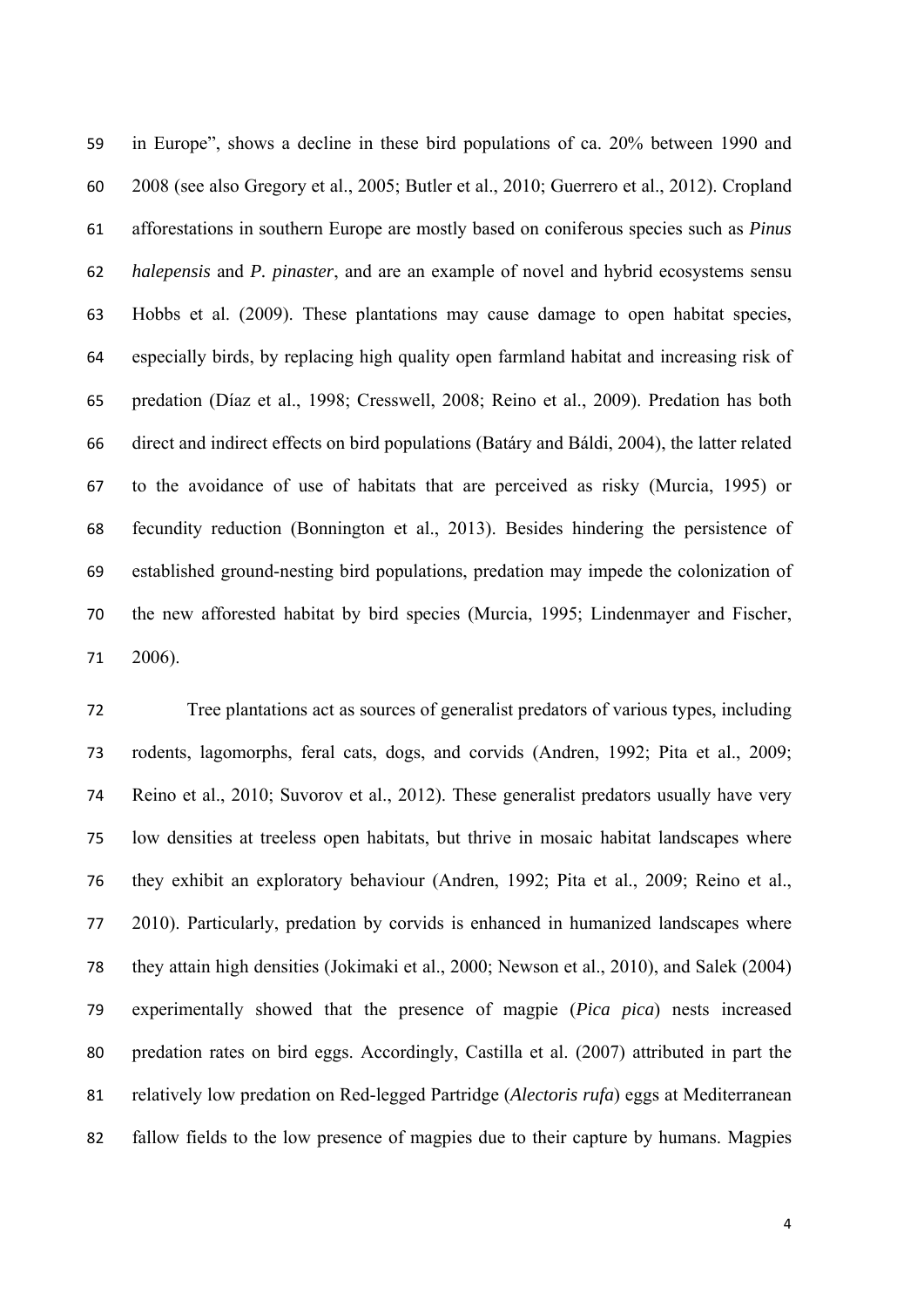in Europe", shows a decline in these bird populations of ca. 20% between 1990 and 2008 (see also Gregory et al., 2005; Butler et al., 2010; Guerrero et al., 2012). Cropland afforestations in southern Europe are mostly based on coniferous species such as *Pinus halepensis* and *P. pinaster*, and are an example of novel and hybrid ecosystems sensu Hobbs et al. (2009). These plantations may cause damage to open habitat species, especially birds, by replacing high quality open farmland habitat and increasing risk of predation (Díaz et al., 1998; Cresswell, 2008; Reino et al., 2009). Predation has both direct and indirect effects on bird populations (Batáry and Báldi, 2004), the latter related to the avoidance of use of habitats that are perceived as risky (Murcia, 1995) or fecundity reduction (Bonnington et al., 2013). Besides hindering the persistence of established ground-nesting bird populations, predation may impede the colonization of the new afforested habitat by bird species (Murcia, 1995; Lindenmayer and Fischer, 2006).

Tree plantations act as sources of generalist predators of various types, including rodents, lagomorphs, feral cats, dogs, and corvids (Andren, 1992; Pita et al., 2009; Reino et al., 2010; Suvorov et al., 2012). These generalist predators usually have very low densities at treeless open habitats, but thrive in mosaic habitat landscapes where they exhibit an exploratory behaviour (Andren, 1992; Pita et al., 2009; Reino et al., 2010). Particularly, predation by corvids is enhanced in humanized landscapes where they attain high densities (Jokimaki et al., 2000; Newson et al., 2010), and Salek (2004) experimentally showed that the presence of magpie (*Pica pica*) nests increased predation rates on bird eggs. Accordingly, Castilla et al. (2007) attributed in part the relatively low predation on Red-legged Partridge (*Alectoris rufa*) eggs at Mediterranean fallow fields to the low presence of magpies due to their capture by humans. Magpies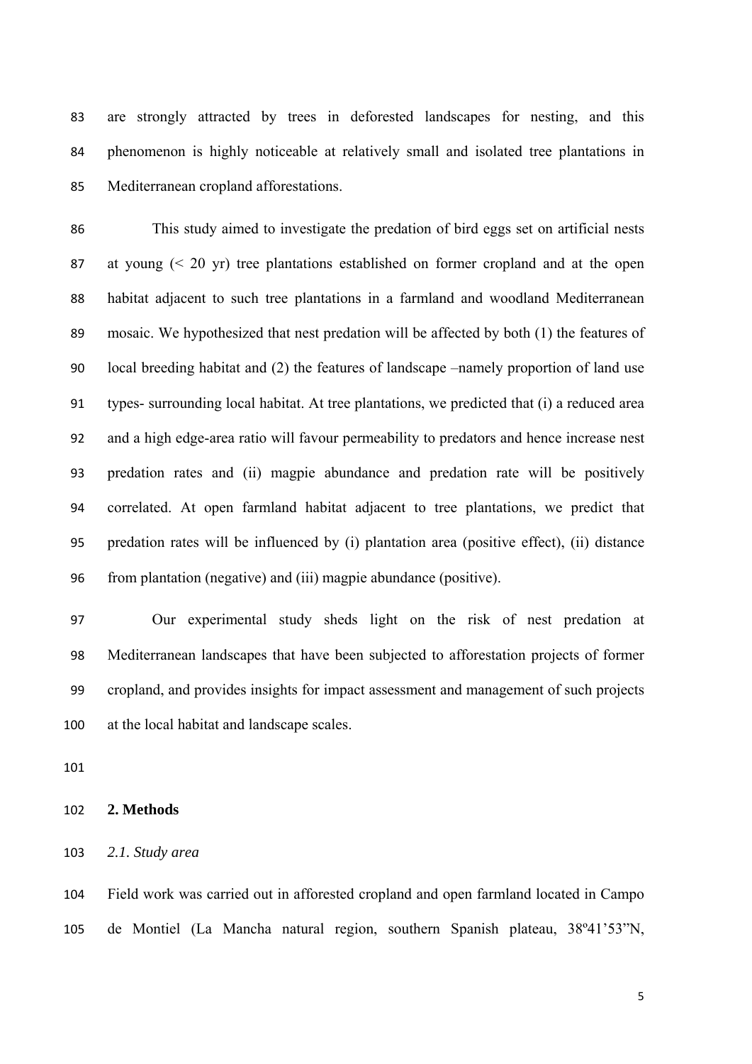are strongly attracted by trees in deforested landscapes for nesting, and this phenomenon is highly noticeable at relatively small and isolated tree plantations in Mediterranean cropland afforestations.

This study aimed to investigate the predation of bird eggs set on artificial nests at young (< 20 yr) tree plantations established on former cropland and at the open habitat adjacent to such tree plantations in a farmland and woodland Mediterranean mosaic. We hypothesized that nest predation will be affected by both (1) the features of local breeding habitat and (2) the features of landscape –namely proportion of land use types- surrounding local habitat. At tree plantations, we predicted that (i) a reduced area and a high edge-area ratio will favour permeability to predators and hence increase nest predation rates and (ii) magpie abundance and predation rate will be positively correlated. At open farmland habitat adjacent to tree plantations, we predict that predation rates will be influenced by (i) plantation area (positive effect), (ii) distance from plantation (negative) and (iii) magpie abundance (positive).

Our experimental study sheds light on the risk of nest predation at Mediterranean landscapes that have been subjected to afforestation projects of former cropland, and provides insights for impact assessment and management of such projects at the local habitat and landscape scales.

## 2. Methods

### *2.1. Study area*

Field work was carried out in afforested cropland and open farmland located in Campo de Montiel (La Mancha natural region, southern Spanish plateau, 38º41’53”N,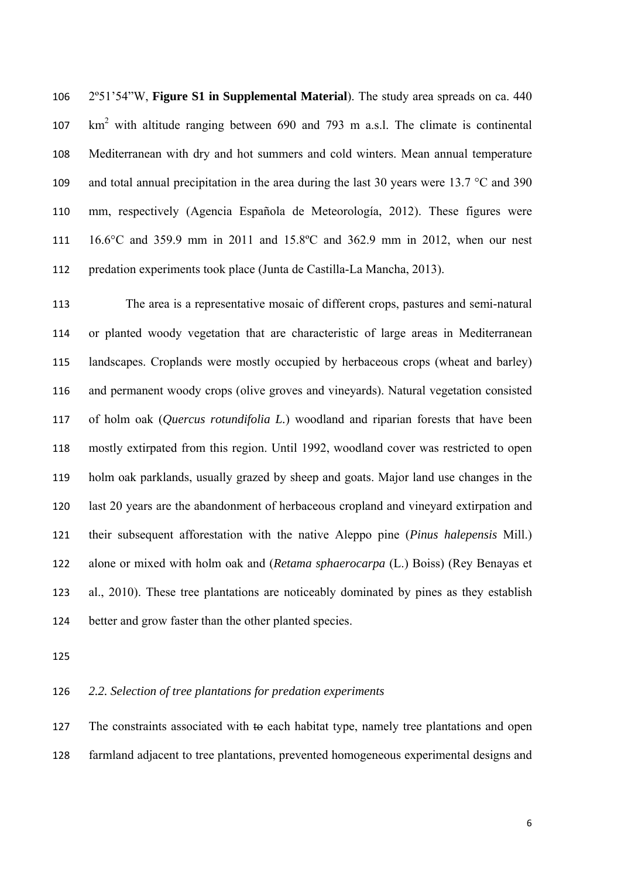2º51'54"W, **Figure S1 in Supplemental Material**). The study area spreads on ca. 440 $km^2$ with altitude ranging between 690 and 793 m a.s.l. The climate is continental Mediterranean with dry and hot summers and cold winters. Mean annual temperature and total annual precipitation in the area during the last 30 years were 13.7 °C and 390 mm, respectively (Agencia Española de Meteorología, 2012). These figures were 16.6°C and 359.9 mm in 2011 and 15.8ºC and 362.9 mm in 2012, when our nest predation experiments took place (Junta de Castilla-La Mancha, 2013).

The area is a representative mosaic of different crops, pastures and semi-natural or planted woody vegetation that are characteristic of large areas in Mediterranean landscapes. Croplands were mostly occupied by herbaceous crops (wheat and barley) and permanent woody crops (olive groves and vineyards). Natural vegetation consisted of holm oak (*Quercus rotundifolia L.*) woodland and riparian forests that have been mostly extirpated from this region. Until 1992, woodland cover was restricted to open holm oak parklands, usually grazed by sheep and goats. Major land use changes in the last 20 years are the abandonment of herbaceous cropland and vineyard extirpation and their subsequent afforestation with the native Aleppo pine (*Pinus halepensis* Mill.) alone or mixed with holm oak and (*Retama sphaerocarpa* (L.) Boiss) (Rey Benayas et al., 2010). These tree plantations are noticeably dominated by pines as they establish better and grow faster than the other planted species.

### *2.2. Selection of tree plantations for predation experiments*

The constraints associated with ~~to~~ each habitat type, namely tree plantations and open farmland adjacent to tree plantations, prevented homogeneous experimental designs and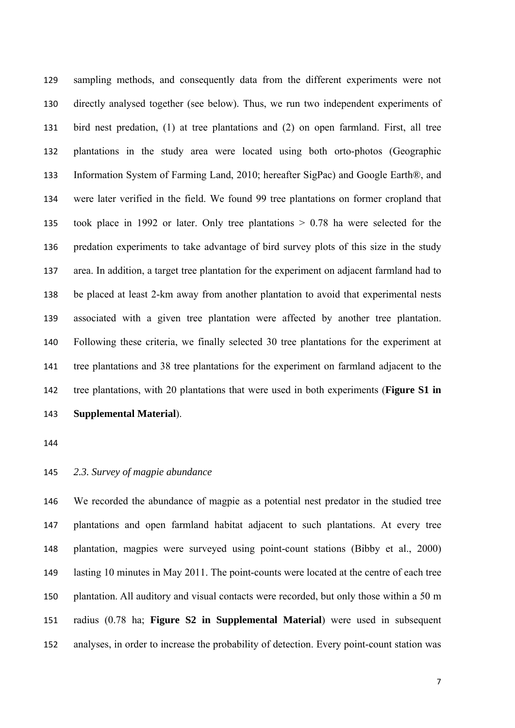sampling methods, and consequently data from the different experiments were not directly analysed together (see below). Thus, we run two independent experiments of bird nest predation, (1) at tree plantations and (2) on open farmland. First, all tree plantations in the study area were located using both orto-photos (Geographic Information System of Farming Land, 2010; hereafter SigPac) and Google Earth®, and were later verified in the field. We found 99 tree plantations on former cropland that took place in 1992 or later. Only tree plantations > 0.78 ha were selected for the predation experiments to take advantage of bird survey plots of this size in the study area. In addition, a target tree plantation for the experiment on adjacent farmland had to be placed at least 2-km away from another plantation to avoid that experimental nests associated with a given tree plantation were affected by another tree plantation. Following these criteria, we finally selected 30 tree plantations for the experiment at tree plantations and 38 tree plantations for the experiment on farmland adjacent to the tree plantations, with 20 plantations that were used in both experiments (**Figure S1 in Supplemental Material**).

### *2.3. Survey of magpie abundance*

We recorded the abundance of magpie as a potential nest predator in the studied tree plantations and open farmland habitat adjacent to such plantations. At every tree plantation, magpies were surveyed using point-count stations (Bibby et al., 2000) lasting 10 minutes in May 2011. The point-counts were located at the centre of each tree plantation. All auditory and visual contacts were recorded, but only those within a 50 m radius (0.78 ha; **Figure S2 in Supplemental Material**) were used in subsequent analyses, in order to increase the probability of detection. Every point-count station was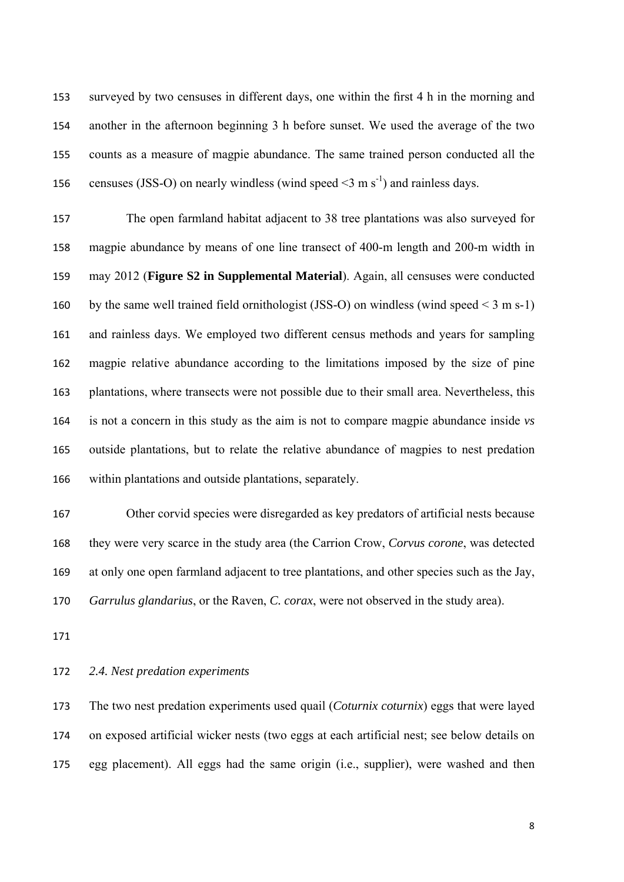surveyed by two censuses in different days, one within the first 4 h in the morning and another in the afternoon beginning 3 h before sunset. We used the average of the two counts as a measure of magpie abundance. The same trained person conducted all the censuses (JSS-O) on nearly windless (wind speed <3 m $s^{-1}$) and rainless days.

The open farmland habitat adjacent to 38 tree plantations was also surveyed for magpie abundance by means of one line transect of 400-m length and 200-m width in may 2012 (**Figure S2 in Supplemental Material**). Again, all censuses were conducted by the same well trained field ornithologist (JSS-O) on windless (wind speed < 3 m s-1) and rainless days. We employed two different census methods and years for sampling magpie relative abundance according to the limitations imposed by the size of pine plantations, where transects were not possible due to their small area. Nevertheless, this is not a concern in this study as the aim is not to compare magpie abundance inside *vs* outside plantations, but to relate the relative abundance of magpies to nest predation within plantations and outside plantations, separately.

Other corvid species were disregarded as key predators of artificial nests because they were very scarce in the study area (the Carrion Crow, *Corvus corone*, was detected at only one open farmland adjacent to tree plantations, and other species such as the Jay, *Garrulus glandarius*, or the Raven, *C. corax*, were not observed in the study area).

### *2.4. Nest predation experiments*

The two nest predation experiments used quail (*Coturnix coturnix*) eggs that were layed on exposed artificial wicker nests (two eggs at each artificial nest; see below details on egg placement). All eggs had the same origin (i.e., supplier), were washed and then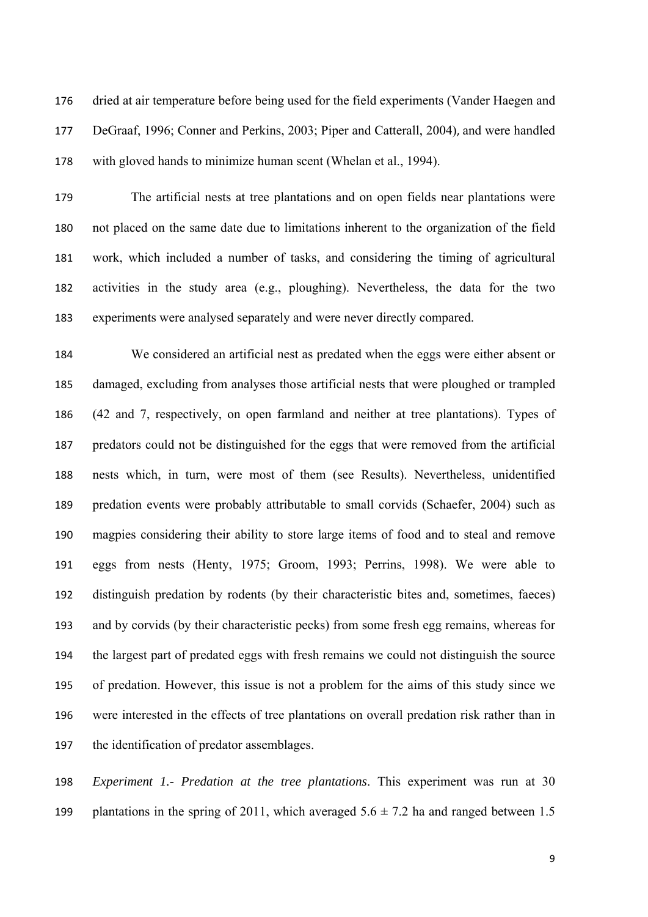dried at air temperature before being used for the field experiments (Vander Haegen and DeGraaf, 1996; Conner and Perkins, 2003; Piper and Catterall, 2004), and were handled with gloved hands to minimize human scent (Whelan et al., 1994).

The artificial nests at tree plantations and on open fields near plantations were not placed on the same date due to limitations inherent to the organization of the field work, which included a number of tasks, and considering the timing of agricultural activities in the study area (e.g., ploughing). Nevertheless, the data for the two experiments were analysed separately and were never directly compared.

We considered an artificial nest as predated when the eggs were either absent or damaged, excluding from analyses those artificial nests that were ploughed or trampled (42 and 7, respectively, on open farmland and neither at tree plantations). Types of predators could not be distinguished for the eggs that were removed from the artificial nests which, in turn, were most of them (see Results). Nevertheless, unidentified predation events were probably attributable to small corvids (Schaefer, 2004) such as magpies considering their ability to store large items of food and to steal and remove eggs from nests (Henty, 1975; Groom, 1993; Perrins, 1998). We were able to distinguish predation by rodents (by their characteristic bites and, sometimes, faeces) and by corvids (by their characteristic pecks) from some fresh egg remains, whereas for the largest part of predated eggs with fresh remains we could not distinguish the source of predation. However, this issue is not a problem for the aims of this study since we were interested in the effects of tree plantations on overall predation risk rather than in the identification of predator assemblages.

*Experiment 1.- Predation at the tree plantations*. This experiment was run at 30 plantations in the spring of 2011, which averaged $5.6 \pm 7.2$ ha and ranged between 1.5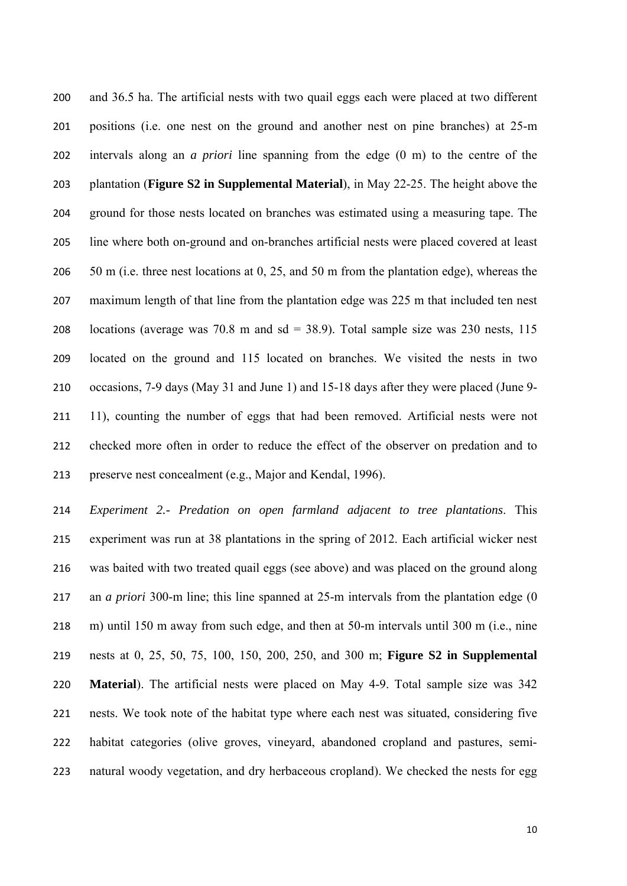and 36.5 ha. The artificial nests with two quail eggs each were placed at two different positions (i.e. one nest on the ground and another nest on pine branches) at 25-m intervals along an *a priori* line spanning from the edge (0 m) to the centre of the plantation (**Figure S2 in Supplemental Material**), in May 22-25. The height above the ground for those nests located on branches was estimated using a measuring tape. The line where both on-ground and on-branches artificial nests were placed covered at least 50 m (i.e. three nest locations at 0, 25, and 50 m from the plantation edge), whereas the maximum length of that line from the plantation edge was 225 m that included ten nest locations (average was 70.8 m and sd = 38.9). Total sample size was 230 nests, 115 located on the ground and 115 located on branches. We visited the nests in two occasions, 7-9 days (May 31 and June 1) and 15-18 days after they were placed (June 9-11), counting the number of eggs that had been removed. Artificial nests were not checked more often in order to reduce the effect of the observer on predation and to preserve nest concealment (e.g., Major and Kendal, 1996).

*Experiment 2.- Predation on open farmland adjacent to tree plantations*. This experiment was run at 38 plantations in the spring of 2012. Each artificial wicker nest was baited with two treated quail eggs (see above) and was placed on the ground along an *a priori* 300-m line; this line spanned at 25-m intervals from the plantation edge (0 m) until 150 m away from such edge, and then at 50-m intervals until 300 m (i.e., nine nests at 0, 25, 50, 75, 100, 150, 200, 250, and 300 m; **Figure S2 in Supplemental Material**). The artificial nests were placed on May 4-9. Total sample size was 342 nests. We took note of the habitat type where each nest was situated, considering five habitat categories (olive groves, vineyard, abandoned cropland and pastures, semi-natural woody vegetation, and dry herbaceous cropland). We checked the nests for egg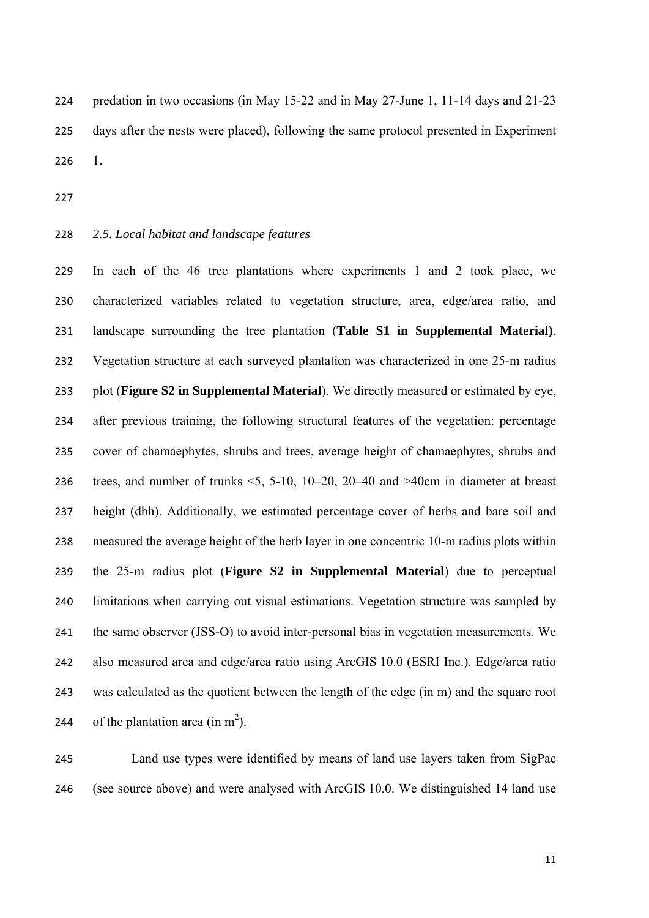predation in two occasions (in May 15-22 and in May 27-June 1, 11-14 days and 21-23 days after the nests were placed), following the same protocol presented in Experiment 1.

*2.5. Local habitat and landscape features*

In each of the 46 tree plantations where experiments 1 and 2 took place, we characterized variables related to vegetation structure, area, edge/area ratio, and landscape surrounding the tree plantation (**Table S1 in Supplemental Material)**. Vegetation structure at each surveyed plantation was characterized in one 25-m radius plot (**Figure S2 in Supplemental Material**). We directly measured or estimated by eye, after previous training, the following structural features of the vegetation: percentage cover of chamaephytes, shrubs and trees, average height of chamaephytes, shrubs and trees, and number of trunks <5, 5-10, 10–20, 20–40 and >40cm in diameter at breast height (dbh). Additionally, we estimated percentage cover of herbs and bare soil and measured the average height of the herb layer in one concentric 10-m radius plots within the 25-m radius plot (**Figure S2 in Supplemental Material**) due to perceptual limitations when carrying out visual estimations. Vegetation structure was sampled by the same observer (JSS-O) to avoid inter-personal bias in vegetation measurements. We also measured area and edge/area ratio using ArcGIS 10.0 (ESRI Inc.). Edge/area ratio was calculated as the quotient between the length of the edge (in m) and the square root of the plantation area (in $m^2$).

Land use types were identified by means of land use layers taken from SigPac (see source above) and were analysed with ArcGIS 10.0. We distinguished 14 land use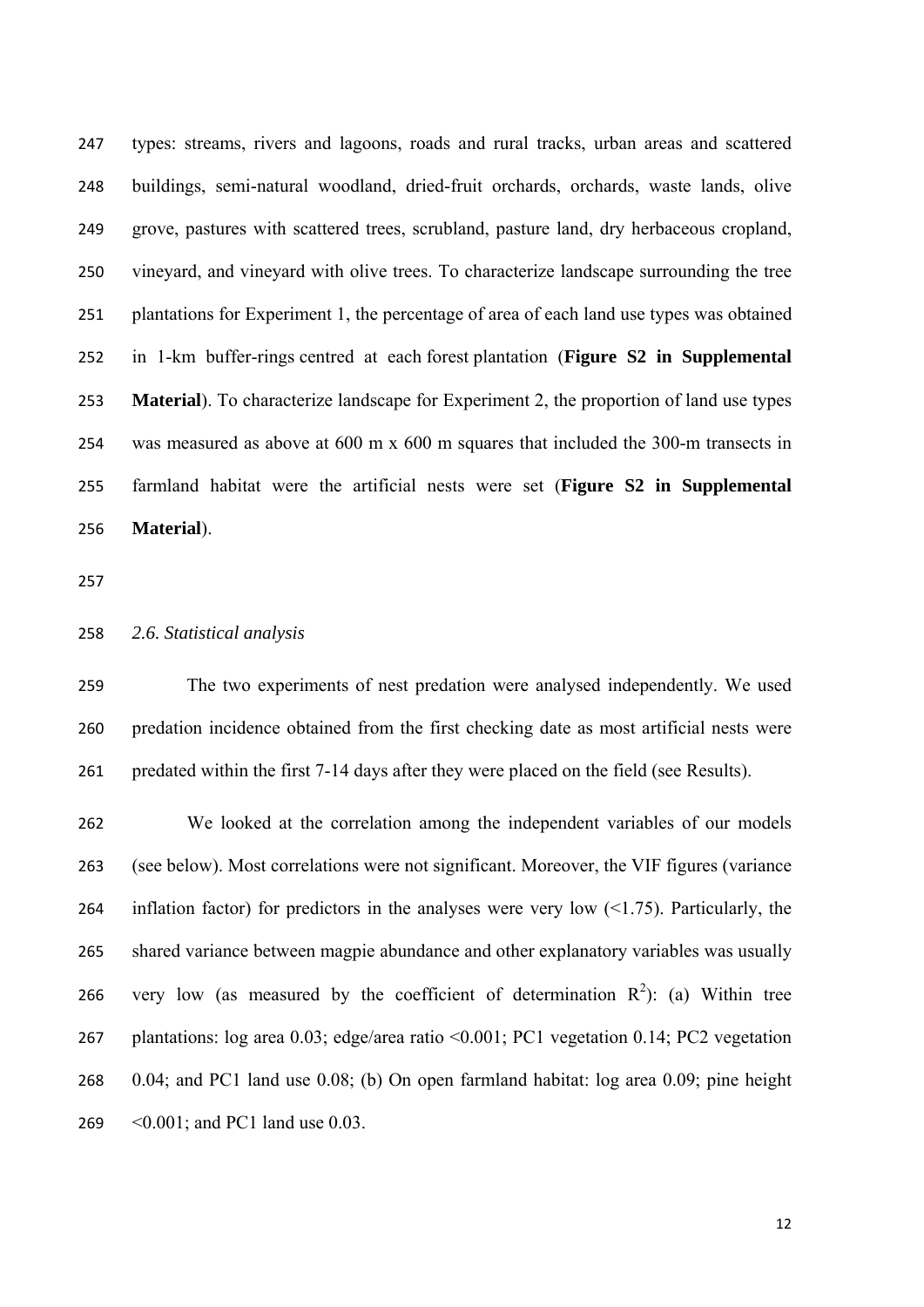types: streams, rivers and lagoons, roads and rural tracks, urban areas and scattered buildings, semi-natural woodland, dried-fruit orchards, orchards, waste lands, olive grove, pastures with scattered trees, scrubland, pasture land, dry herbaceous cropland, vineyard, and vineyard with olive trees. To characterize landscape surrounding the tree plantations for Experiment 1, the percentage of area of each land use types was obtained in 1-km buffer-rings centred at each forest plantation (**Figure S2 in Supplemental Material**). To characterize landscape for Experiment 2, the proportion of land use types was measured as above at 600 m x 600 m squares that included the 300-m transects in farmland habitat were the artificial nests were set (**Figure S2 in Supplemental Material**).

*2.6. Statistical analysis*

The two experiments of nest predation were analysed independently. We used predation incidence obtained from the first checking date as most artificial nests were predated within the first 7-14 days after they were placed on the field (see Results).

We looked at the correlation among the independent variables of our models (see below). Most correlations were not significant. Moreover, the VIF figures (variance inflation factor) for predictors in the analyses were very low (<1.75). Particularly, the shared variance between magpie abundance and other explanatory variables was usually very low (as measured by the coefficient of determination $R^2$): (a) Within tree plantations: log area 0.03; edge/area ratio <0.001; PC1 vegetation 0.14; PC2 vegetation 0.04; and PC1 land use 0.08; (b) On open farmland habitat: log area 0.09; pine height <0.001; and PC1 land use 0.03.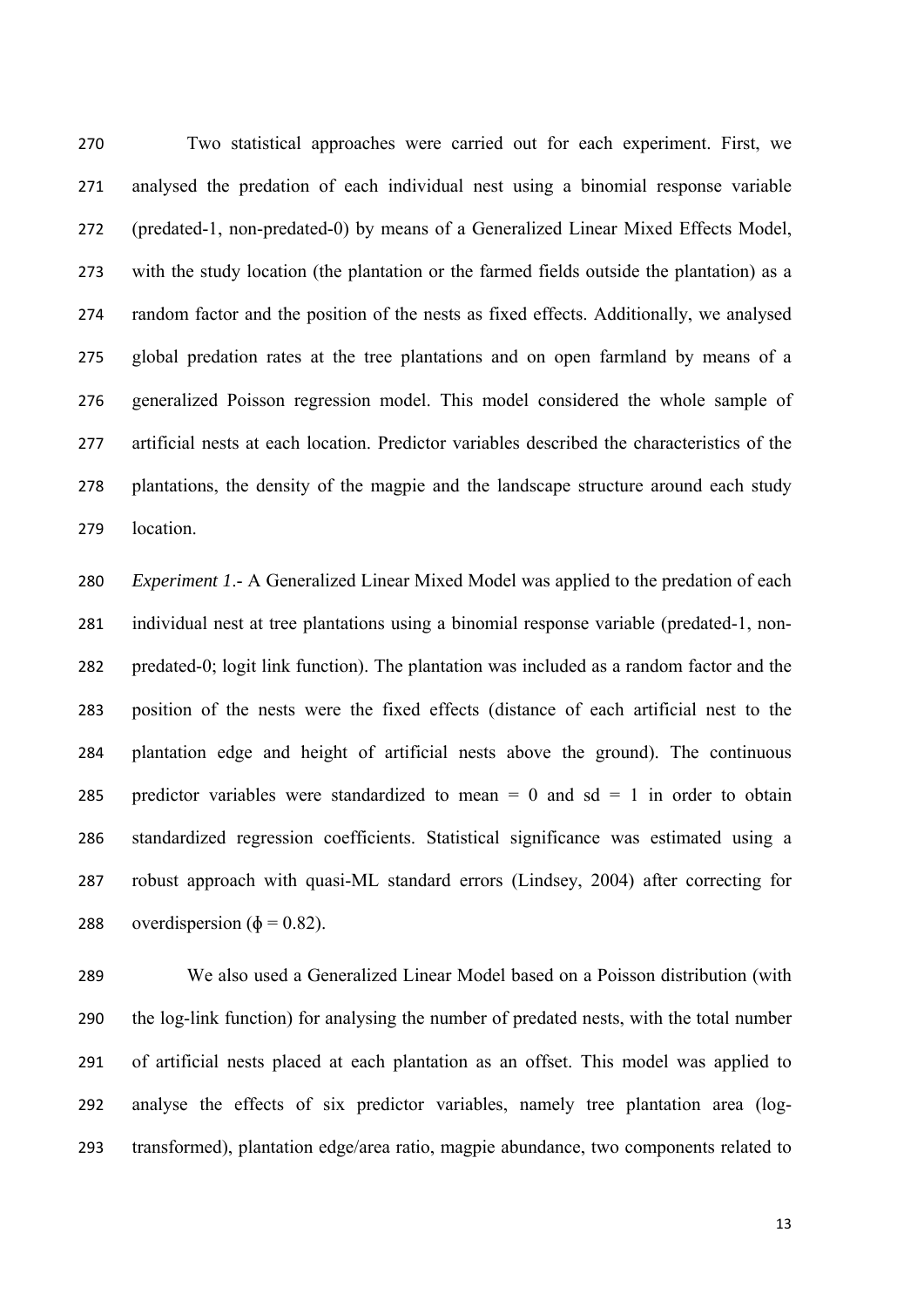Two statistical approaches were carried out for each experiment. First, we analysed the predation of each individual nest using a binomial response variable (predated-1, non-predated-0) by means of a Generalized Linear Mixed Effects Model, with the study location (the plantation or the farmed fields outside the plantation) as a random factor and the position of the nests as fixed effects. Additionally, we analysed global predation rates at the tree plantations and on open farmland by means of a generalized Poisson regression model. This model considered the whole sample of artificial nests at each location. Predictor variables described the characteristics of the plantations, the density of the magpie and the landscape structure around each study location.

*Experiment 1*.- A Generalized Linear Mixed Model was applied to the predation of each individual nest at tree plantations using a binomial response variable (predated-1, non-predated-0; logit link function). The plantation was included as a random factor and the position of the nests were the fixed effects (distance of each artificial nest to the plantation edge and height of artificial nests above the ground). The continuous predictor variables were standardized to mean = 0 and sd = 1 in order to obtain standardized regression coefficients. Statistical significance was estimated using a robust approach with quasi-ML standard errors (Lindsey, 2004) after correcting for overdispersion ($\phi = 0.82$).

We also used a Generalized Linear Model based on a Poisson distribution (with the log-link function) for analysing the number of predated nests, with the total number of artificial nests placed at each plantation as an offset. This model was applied to analyse the effects of six predictor variables, namely tree plantation area (log-transformed), plantation edge/area ratio, magpie abundance, two components related to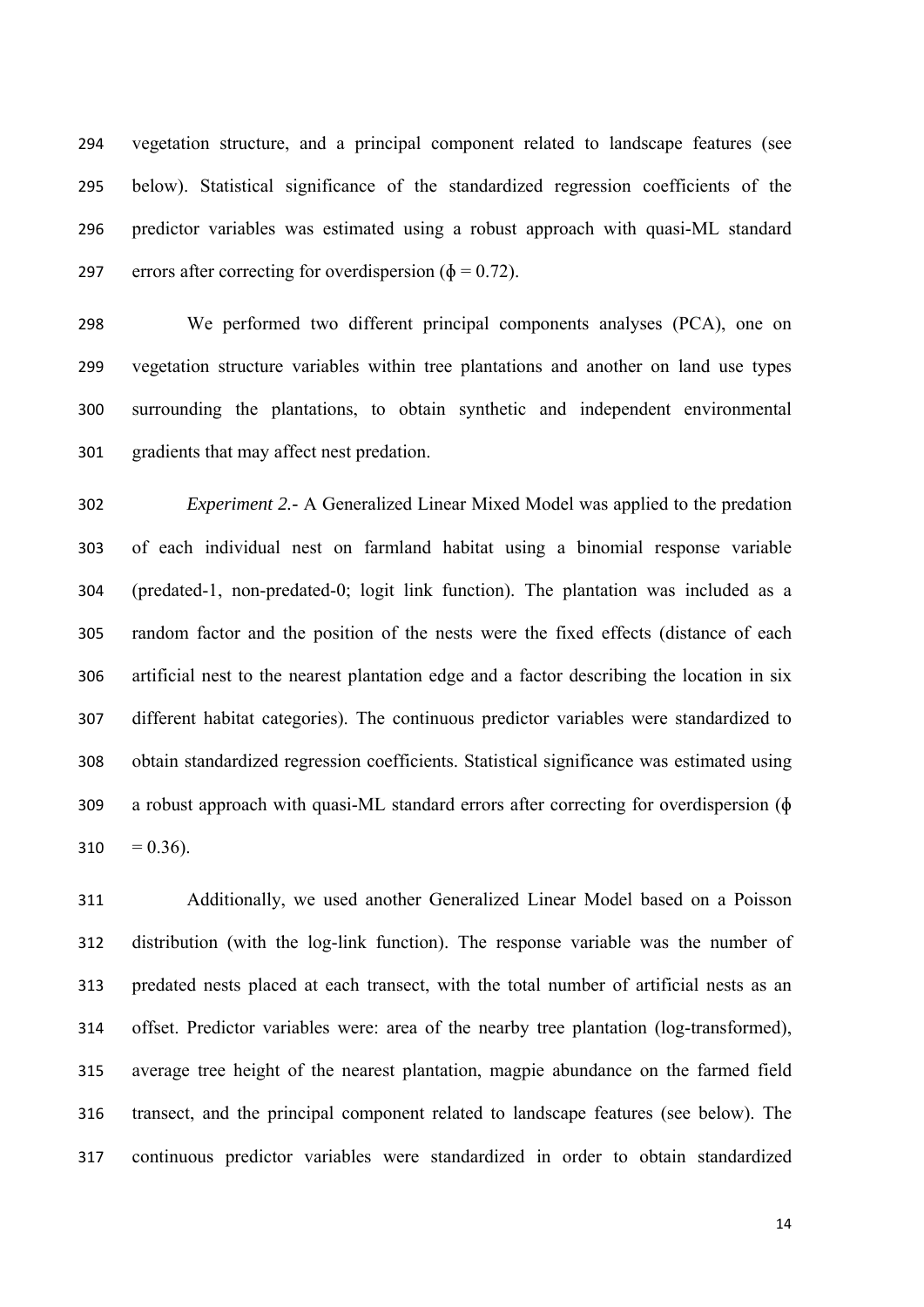vegetation structure, and a principal component related to landscape features (see below). Statistical significance of the standardized regression coefficients of the predictor variables was estimated using a robust approach with quasi-ML standard errors after correcting for overdispersion ($\phi = 0.72$).

We performed two different principal components analyses (PCA), one on vegetation structure variables within tree plantations and another on land use types surrounding the plantations, to obtain synthetic and independent environmental gradients that may affect nest predation.

*Experiment 2.*- A Generalized Linear Mixed Model was applied to the predation of each individual nest on farmland habitat using a binomial response variable (predated-1, non-predated-0; logit link function). The plantation was included as a random factor and the position of the nests were the fixed effects (distance of each artificial nest to the nearest plantation edge and a factor describing the location in six different habitat categories). The continuous predictor variables were standardized to obtain standardized regression coefficients. Statistical significance was estimated using a robust approach with quasi-ML standard errors after correcting for overdispersion ($\phi = 0.36$).

Additionally, we used another Generalized Linear Model based on a Poisson distribution (with the log-link function). The response variable was the number of predated nests placed at each transect, with the total number of artificial nests as an offset. Predictor variables were: area of the nearby tree plantation (log-transformed), average tree height of the nearest plantation, magpie abundance on the farmed field transect, and the principal component related to landscape features (see below). The continuous predictor variables were standardized in order to obtain standardized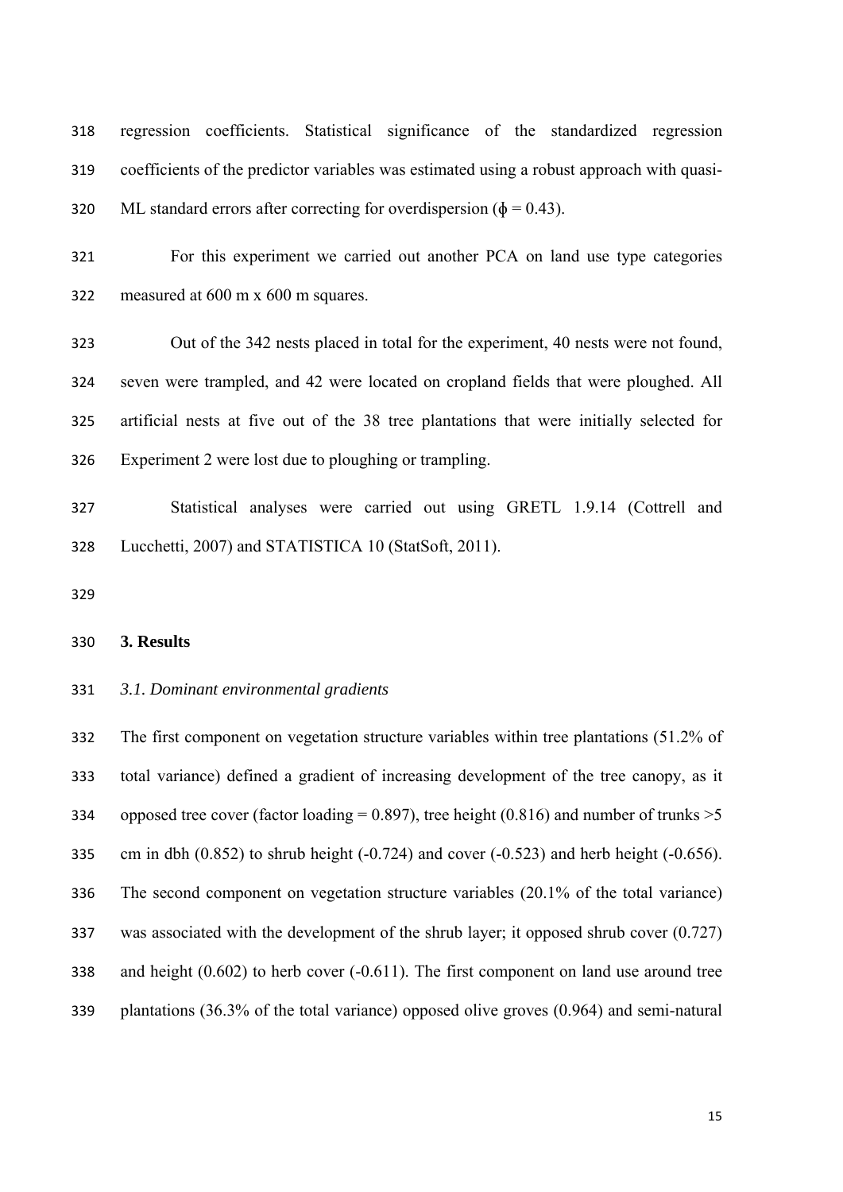regression coefficients. Statistical significance of the standardized regression coefficients of the predictor variables was estimated using a robust approach with quasi-ML standard errors after correcting for overdispersion ($\phi = 0.43$).

For this experiment we carried out another PCA on land use type categories measured at 600 m x 600 m squares.

Out of the 342 nests placed in total for the experiment, 40 nests were not found, seven were trampled, and 42 were located on cropland fields that were ploughed. All artificial nests at five out of the 38 tree plantations that were initially selected for Experiment 2 were lost due to ploughing or trampling.

Statistical analyses were carried out using GRETL 1.9.14 (Cottrell and Lucchetti, 2007) and STATISTICA 10 (StatSoft, 2011).

## 3. Results

### *3.1. Dominant environmental gradients*

The first component on vegetation structure variables within tree plantations (51.2% of total variance) defined a gradient of increasing development of the tree canopy, as it opposed tree cover (factor loading = 0.897), tree height (0.816) and number of trunks >5 cm in dbh (0.852) to shrub height (-0.724) and cover (-0.523) and herb height (-0.656). The second component on vegetation structure variables (20.1% of the total variance) was associated with the development of the shrub layer; it opposed shrub cover (0.727) and height (0.602) to herb cover (-0.611). The first component on land use around tree plantations (36.3% of the total variance) opposed olive groves (0.964) and semi-natural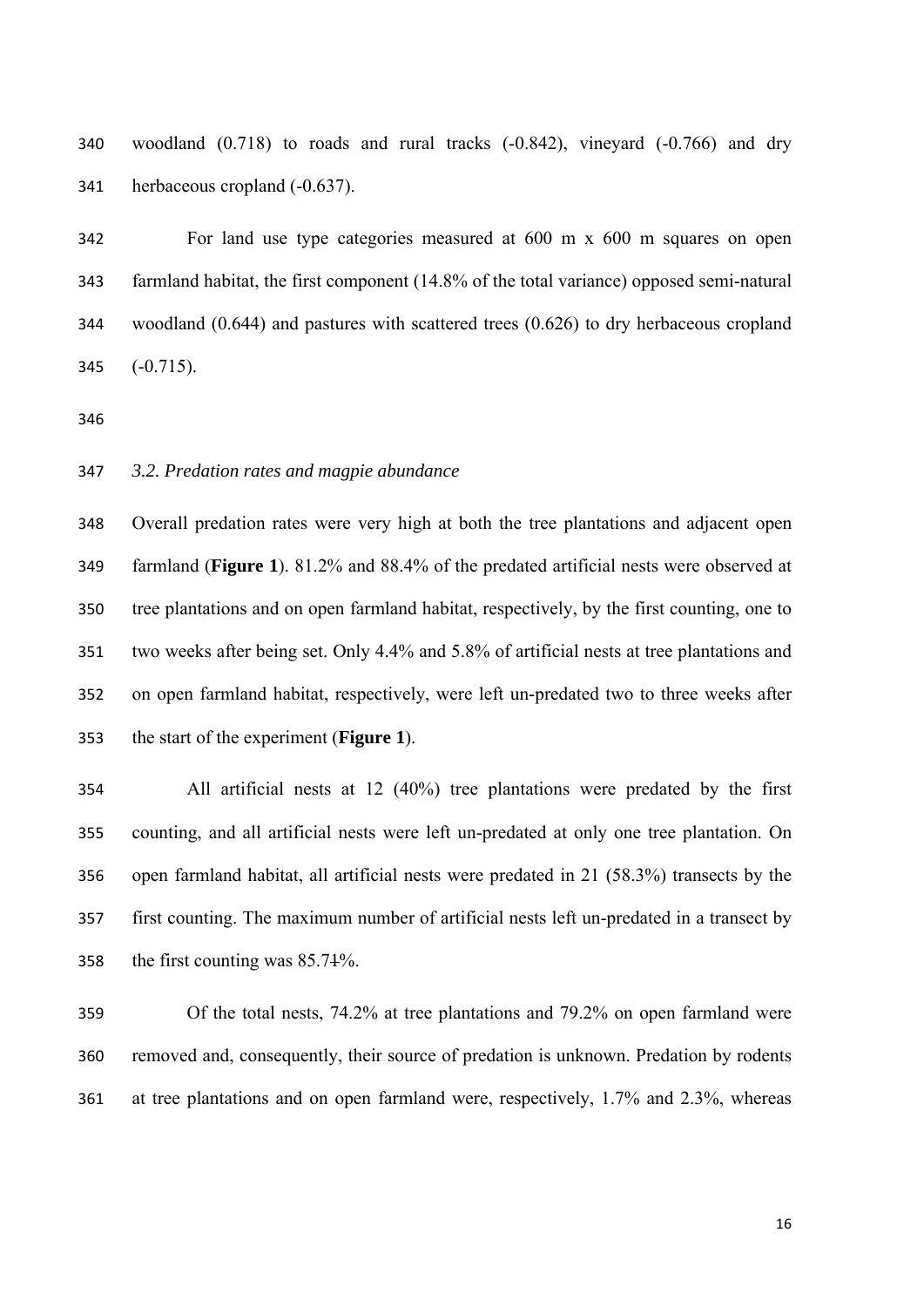woodland (0.718) to roads and rural tracks (-0.842), vineyard (-0.766) and dry herbaceous cropland (-0.637).

For land use type categories measured at 600 m x 600 m squares on open farmland habitat, the first component (14.8% of the total variance) opposed semi-natural woodland (0.644) and pastures with scattered trees (0.626) to dry herbaceous cropland (-0.715).

### *3.2. Predation rates and magpie abundance*

Overall predation rates were very high at both the tree plantations and adjacent open farmland (**Figure 1**). 81.2% and 88.4% of the predated artificial nests were observed at tree plantations and on open farmland habitat, respectively, by the first counting, one to two weeks after being set. Only 4.4% and 5.8% of artificial nests at tree plantations and on open farmland habitat, respectively, were left un-predated two to three weeks after the start of the experiment (**Figure 1**).

All artificial nests at 12 (40%) tree plantations were predated by the first counting, and all artificial nests were left un-predated at only one tree plantation. On open farmland habitat, all artificial nests were predated in 21 (58.3%) transects by the first counting. The maximum number of artificial nests left un-predated in a transect by the first counting was 85.71%.

Of the total nests, 74.2% at tree plantations and 79.2% on open farmland were removed and, consequently, their source of predation is unknown. Predation by rodents at tree plantations and on open farmland were, respectively, 1.7% and 2.3%, whereas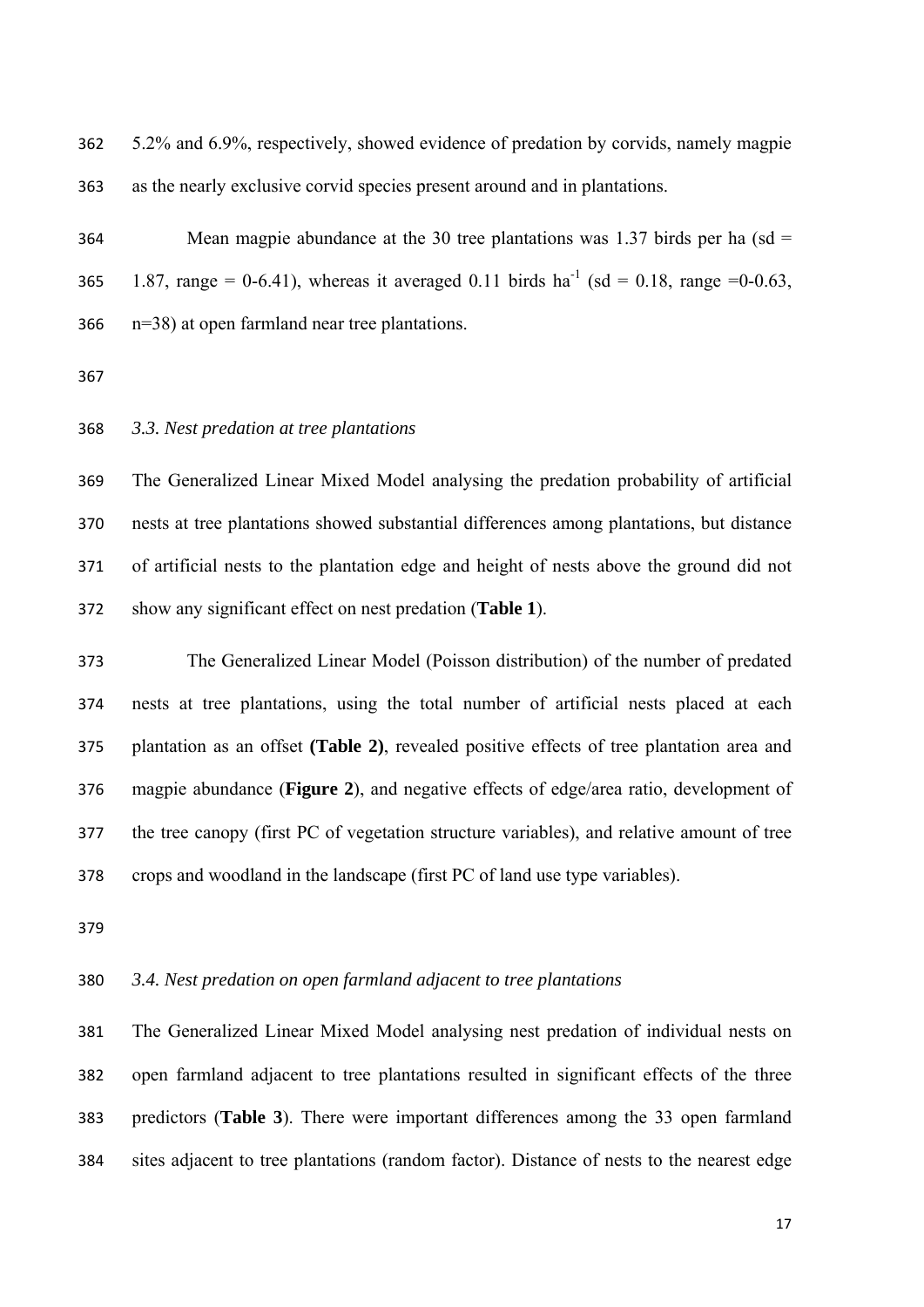5.2% and 6.9%, respectively, showed evidence of predation by corvids, namely magpie as the nearly exclusive corvid species present around and in plantations.

Mean magpie abundance at the 30 tree plantations was 1.37 birds per ha (sd = 1.87, range = 0-6.41), whereas it averaged 0.11 birds $ha^{-1}$ (sd = 0.18, range =0-0.63, n=38) at open farmland near tree plantations.

### *3.3. Nest predation at tree plantations*

The Generalized Linear Mixed Model analysing the predation probability of artificial nests at tree plantations showed substantial differences among plantations, but distance of artificial nests to the plantation edge and height of nests above the ground did not show any significant effect on nest predation (**Table 1**).

The Generalized Linear Model (Poisson distribution) of the number of predated nests at tree plantations, using the total number of artificial nests placed at each plantation as an offset **(Table 2)**, revealed positive effects of tree plantation area and magpie abundance (**Figure 2**), and negative effects of edge/area ratio, development of the tree canopy (first PC of vegetation structure variables), and relative amount of tree crops and woodland in the landscape (first PC of land use type variables).

### *3.4. Nest predation on open farmland adjacent to tree plantations*

The Generalized Linear Mixed Model analysing nest predation of individual nests on open farmland adjacent to tree plantations resulted in significant effects of the three predictors (**Table 3**). There were important differences among the 33 open farmland sites adjacent to tree plantations (random factor). Distance of nests to the nearest edge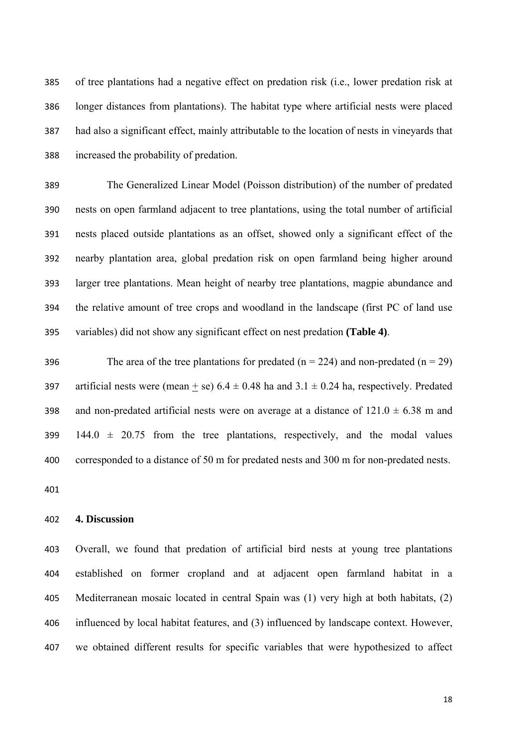of tree plantations had a negative effect on predation risk (i.e., lower predation risk at longer distances from plantations). The habitat type where artificial nests were placed had also a significant effect, mainly attributable to the location of nests in vineyards that increased the probability of predation.

The Generalized Linear Model (Poisson distribution) of the number of predated nests on open farmland adjacent to tree plantations, using the total number of artificial nests placed outside plantations as an offset, showed only a significant effect of the nearby plantation area, global predation risk on open farmland being higher around larger tree plantations. Mean height of nearby tree plantations, magpie abundance and the relative amount of tree crops and woodland in the landscape (first PC of land use variables) did not show any significant effect on nest predation **(Table 4)**.

The area of the tree plantations for predated ($n = 224$) and non-predated ($n = 29$) artificial nests were (mean $\pm$ se) $6.4 \pm 0.48$ ha and $3.1 \pm 0.24$ ha, respectively. Predated and non-predated artificial nests were on average at a distance of $121.0 \pm 6.38$ m and $144.0 \pm 20.75$ from the tree plantations, respectively, and the modal values corresponded to a distance of 50 m for predated nests and 300 m for non-predated nests.

## 4. Discussion

Overall, we found that predation of artificial bird nests at young tree plantations established on former cropland and at adjacent open farmland habitat in a Mediterranean mosaic located in central Spain was (1) very high at both habitats, (2) influenced by local habitat features, and (3) influenced by landscape context. However, we obtained different results for specific variables that were hypothesized to affect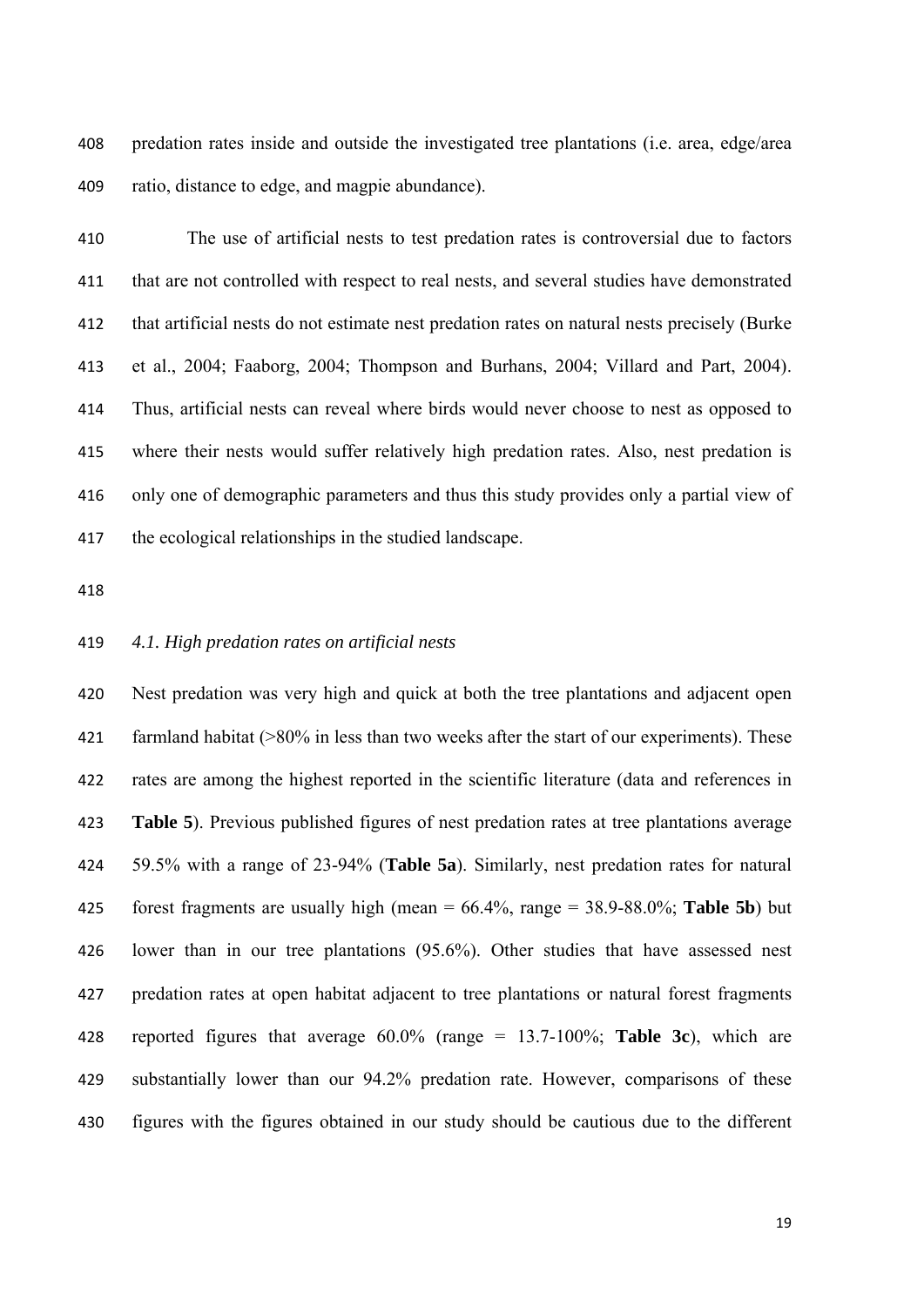predation rates inside and outside the investigated tree plantations (i.e. area, edge/area ratio, distance to edge, and magpie abundance).

The use of artificial nests to test predation rates is controversial due to factors that are not controlled with respect to real nests, and several studies have demonstrated that artificial nests do not estimate nest predation rates on natural nests precisely (Burke et al., 2004; Faaborg, 2004; Thompson and Burhans, 2004; Villard and Part, 2004). Thus, artificial nests can reveal where birds would never choose to nest as opposed to where their nests would suffer relatively high predation rates. Also, nest predation is only one of demographic parameters and thus this study provides only a partial view of the ecological relationships in the studied landscape.

### *4.1. High predation rates on artificial nests*

Nest predation was very high and quick at both the tree plantations and adjacent open farmland habitat (>80% in less than two weeks after the start of our experiments). These rates are among the highest reported in the scientific literature (data and references in **Table 5**). Previous published figures of nest predation rates at tree plantations average 59.5% with a range of 23-94% (**Table 5a**). Similarly, nest predation rates for natural forest fragments are usually high (mean = 66.4%, range = 38.9-88.0%; **Table 5b**) but lower than in our tree plantations (95.6%). Other studies that have assessed nest predation rates at open habitat adjacent to tree plantations or natural forest fragments reported figures that average 60.0% (range = 13.7-100%; **Table 3c**), which are substantially lower than our 94.2% predation rate. However, comparisons of these figures with the figures obtained in our study should be cautious due to the different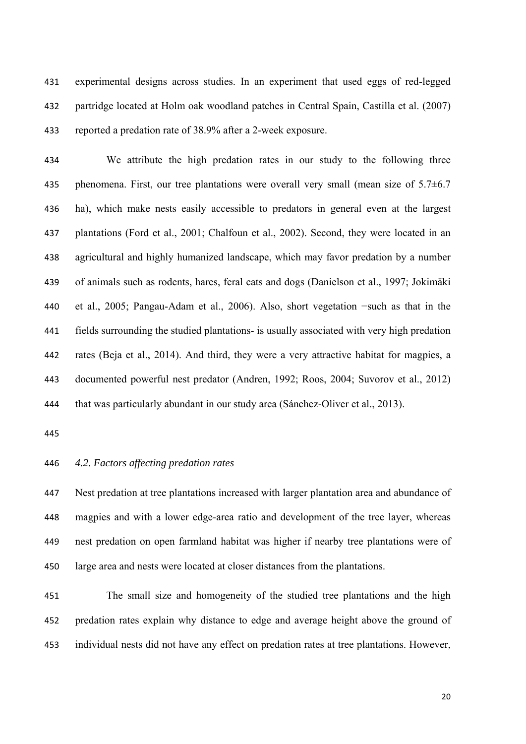experimental designs across studies. In an experiment that used eggs of red-legged partridge located at Holm oak woodland patches in Central Spain, Castilla et al. (2007) reported a predation rate of 38.9% after a 2-week exposure.

We attribute the high predation rates in our study to the following three phenomena. First, our tree plantations were overall very small (mean size of 5.7±6.7 ha), which make nests easily accessible to predators in general even at the largest plantations (Ford et al., 2001; Chalfoun et al., 2002). Second, they were located in an agricultural and highly humanized landscape, which may favor predation by a number of animals such as rodents, hares, feral cats and dogs (Danielson et al., 1997; Jokimäki et al., 2005; Pangau-Adam et al., 2006). Also, short vegetation −such as that in the fields surrounding the studied plantations- is usually associated with very high predation rates (Beja et al., 2014). And third, they were a very attractive habitat for magpies, a documented powerful nest predator (Andren, 1992; Roos, 2004; Suvorov et al., 2012) that was particularly abundant in our study area (Sánchez-Oliver et al., 2013).

### *4.2. Factors affecting predation rates*

Nest predation at tree plantations increased with larger plantation area and abundance of magpies and with a lower edge-area ratio and development of the tree layer, whereas nest predation on open farmland habitat was higher if nearby tree plantations were of large area and nests were located at closer distances from the plantations.

The small size and homogeneity of the studied tree plantations and the high predation rates explain why distance to edge and average height above the ground of individual nests did not have any effect on predation rates at tree plantations. However,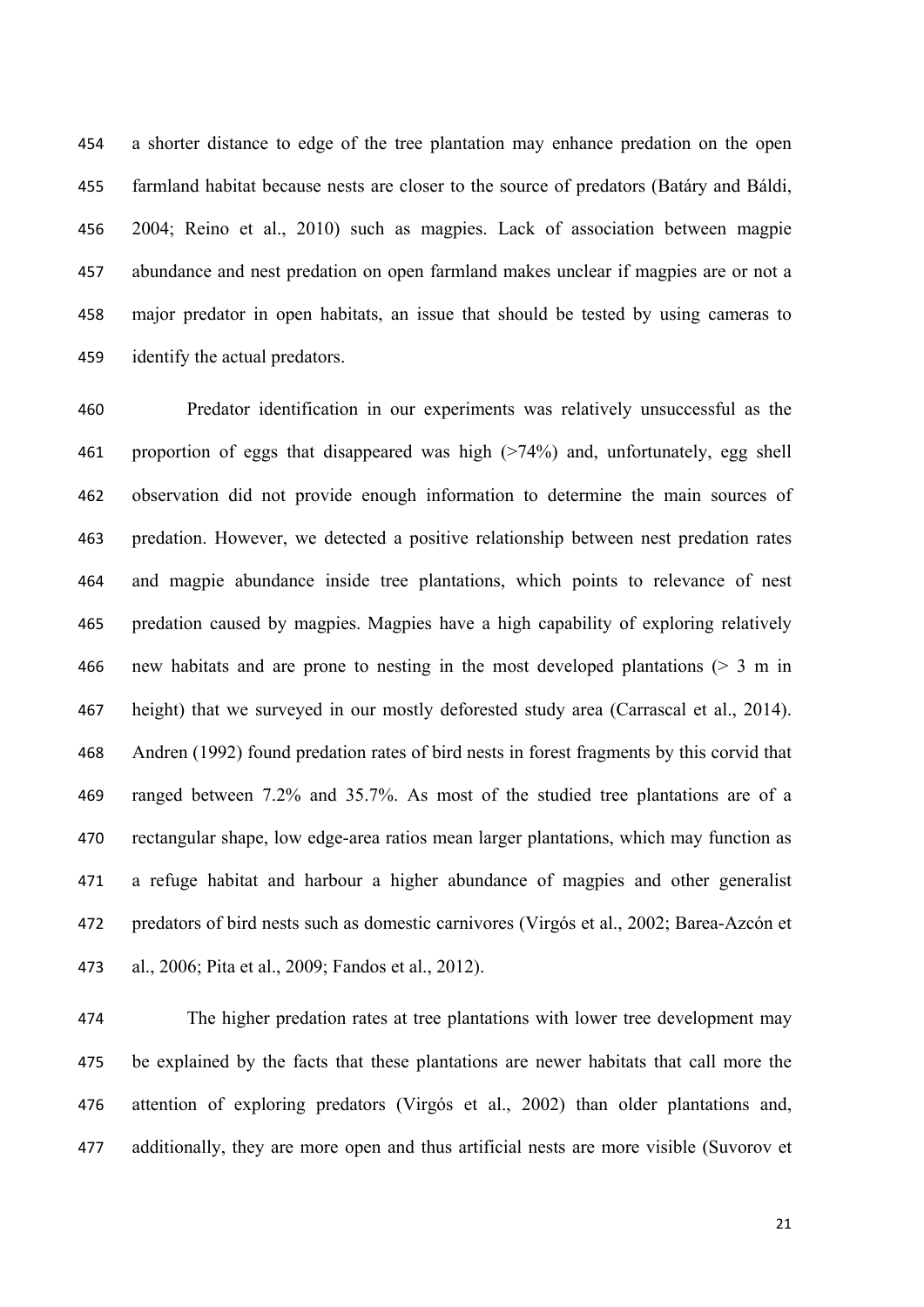a shorter distance to edge of the tree plantation may enhance predation on the open farmland habitat because nests are closer to the source of predators (Batáry and Báldi, 2004; Reino et al., 2010) such as magpies. Lack of association between magpie abundance and nest predation on open farmland makes unclear if magpies are or not a major predator in open habitats, an issue that should be tested by using cameras to identify the actual predators.

Predator identification in our experiments was relatively unsuccessful as the proportion of eggs that disappeared was high (>74%) and, unfortunately, egg shell observation did not provide enough information to determine the main sources of predation. However, we detected a positive relationship between nest predation rates and magpie abundance inside tree plantations, which points to relevance of nest predation caused by magpies. Magpies have a high capability of exploring relatively new habitats and are prone to nesting in the most developed plantations (> 3 m in height) that we surveyed in our mostly deforested study area (Carrascal et al., 2014). Andren (1992) found predation rates of bird nests in forest fragments by this corvid that ranged between 7.2% and 35.7%. As most of the studied tree plantations are of a rectangular shape, low edge-area ratios mean larger plantations, which may function as a refuge habitat and harbour a higher abundance of magpies and other generalist predators of bird nests such as domestic carnivores (Virgós et al., 2002; Barea-Azcón et al., 2006; Pita et al., 2009; Fandos et al., 2012).

The higher predation rates at tree plantations with lower tree development may be explained by the facts that these plantations are newer habitats that call more the attention of exploring predators (Virgós et al., 2002) than older plantations and, additionally, they are more open and thus artificial nests are more visible (Suvorov et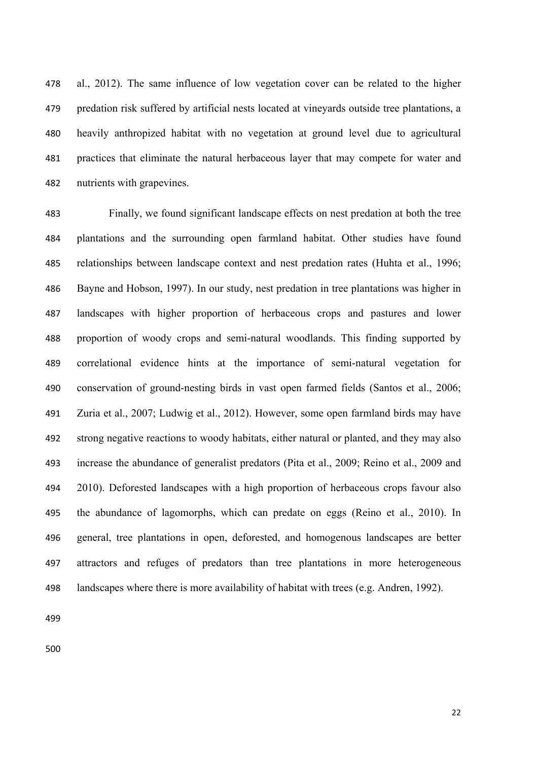al., 2012). The same influence of low vegetation cover can be related to the higher predation risk suffered by artificial nests located at vineyards outside tree plantations, a heavily anthropized habitat with no vegetation at ground level due to agricultural practices that eliminate the natural herbaceous layer that may compete for water and nutrients with grapevines.

Finally, we found significant landscape effects on nest predation at both the tree plantations and the surrounding open farmland habitat. Other studies have found relationships between landscape context and nest predation rates (Huhta et al., 1996; Bayne and Hobson, 1997). In our study, nest predation in tree plantations was higher in landscapes with higher proportion of herbaceous crops and pastures and lower proportion of woody crops and semi-natural woodlands. This finding supported by correlational evidence hints at the importance of semi-natural vegetation for conservation of ground-nesting birds in vast open farmed fields (Santos et al., 2006; Zuria et al., 2007; Ludwig et al., 2012). However, some open farmland birds may have strong negative reactions to woody habitats, either natural or planted, and they may also increase the abundance of generalist predators (Pita et al., 2009; Reino et al., 2009 and 2010). Deforested landscapes with a high proportion of herbaceous crops favour also the abundance of lagomorphs, which can predate on eggs (Reino et al., 2010). In general, tree plantations in open, deforested, and homogenous landscapes are better attractors and refuges of predators than tree plantations in more heterogeneous landscapes where there is more availability of habitat with trees (e.g. Andren, 1992).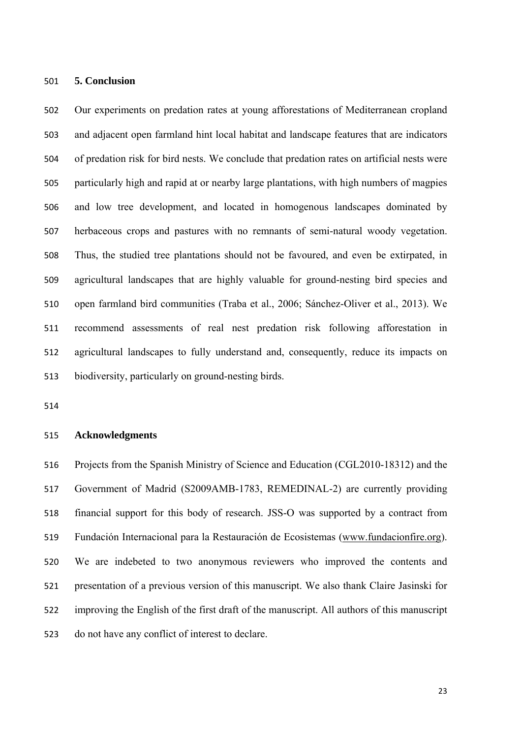## 5. Conclusion

Our experiments on predation rates at young afforestations of Mediterranean cropland and adjacent open farmland hint local habitat and landscape features that are indicators of predation risk for bird nests. We conclude that predation rates on artificial nests were particularly high and rapid at or nearby large plantations, with high numbers of magpies and low tree development, and located in homogenous landscapes dominated by herbaceous crops and pastures with no remnants of semi-natural woody vegetation. Thus, the studied tree plantations should not be favoured, and even be extirpated, in agricultural landscapes that are highly valuable for ground-nesting bird species and open farmland bird communities (Traba et al., 2006; Sánchez-Oliver et al., 2013). We recommend assessments of real nest predation risk following afforestation in agricultural landscapes to fully understand and, consequently, reduce its impacts on biodiversity, particularly on ground-nesting birds.

## Acknowledgments

Projects from the Spanish Ministry of Science and Education (CGL2010-18312) and the Government of Madrid (S2009AMB-1783, REMEDINAL-2) are currently providing financial support for this body of research. JSS-O was supported by a contract from Fundación Internacional para la Restauración de Ecosistemas (www.fundacionfire.org). We are indebeted to two anonymous reviewers who improved the contents and presentation of a previous version of this manuscript. We also thank Claire Jasinski for improving the English of the first draft of the manuscript. All authors of this manuscript do not have any conflict of interest to declare.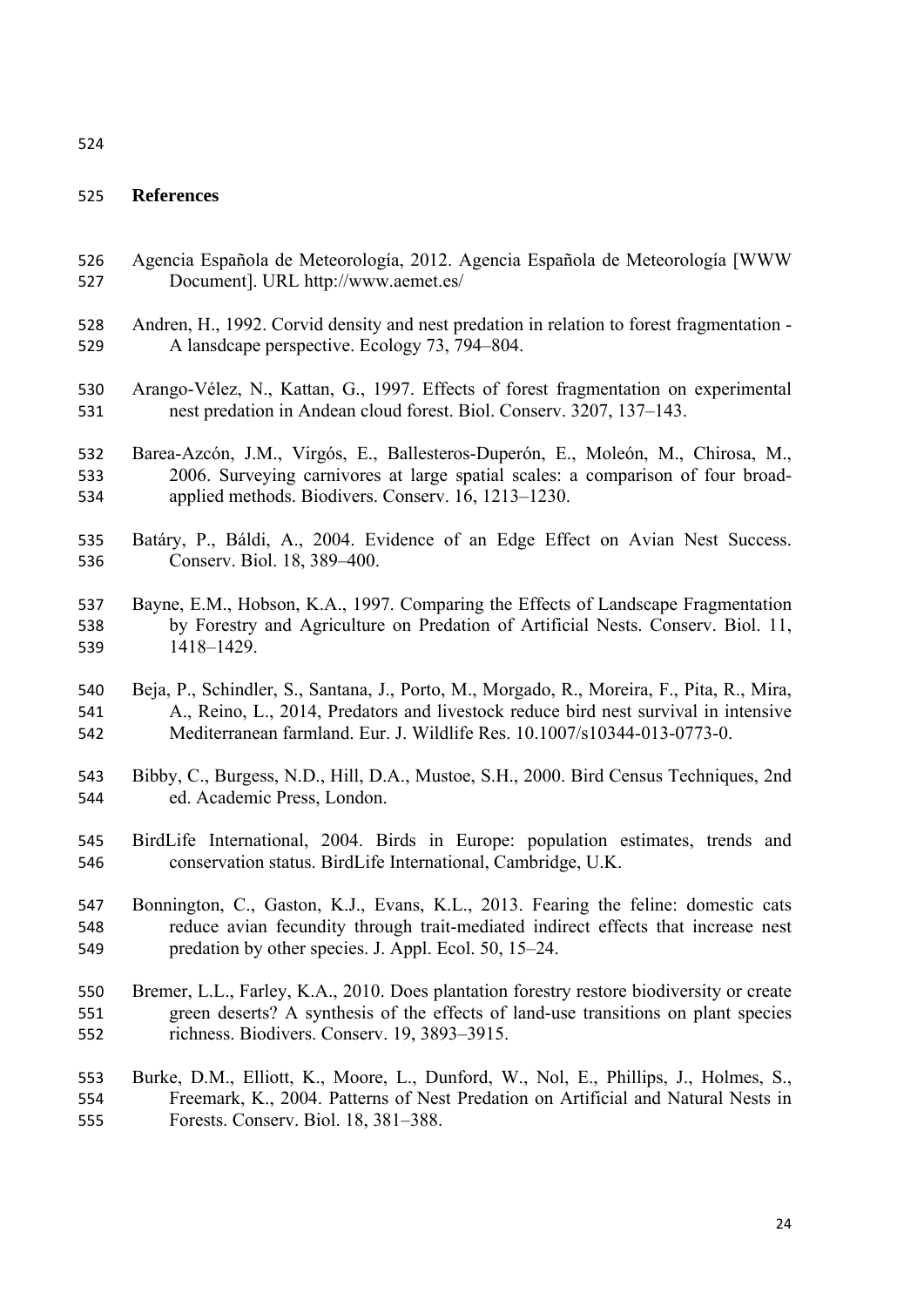## References

Agencia Española de Meteorología, 2012. Agencia Española de Meteorología [WWW Document]. URL http://www.aemet.es/

Andren, H., 1992. Corvid density and nest predation in relation to forest fragmentation - A lansdcape perspective. Ecology 73, 794–804.

Arango-Vélez, N., Kattan, G., 1997. Effects of forest fragmentation on experimental nest predation in Andean cloud forest. Biol. Conserv. 3207, 137–143.

Barea-Azcón, J.M., Virgós, E., Ballesteros-Duperón, E., Moleón, M., Chirosa, M., 2006. Surveying carnivores at large spatial scales: a comparison of four broad-applied methods. Biodivers. Conserv. 16, 1213–1230.

Batáry, P., Báldi, A., 2004. Evidence of an Edge Effect on Avian Nest Success. Conserv. Biol. 18, 389–400.

Bayne, E.M., Hobson, K.A., 1997. Comparing the Effects of Landscape Fragmentation by Forestry and Agriculture on Predation of Artificial Nests. Conserv. Biol. 11, 1418–1429.

Beja, P., Schindler, S., Santana, J., Porto, M., Morgado, R., Moreira, F., Pita, R., Mira, A., Reino, L., 2014, Predators and livestock reduce bird nest survival in intensive Mediterranean farmland. Eur. J. Wildlife Res. 10.1007/s10344-013-0773-0.

Bibby, C., Burgess, N.D., Hill, D.A., Mustoe, S.H., 2000. Bird Census Techniques, 2nd ed. Academic Press, London.

BirdLife International, 2004. Birds in Europe: population estimates, trends and conservation status. BirdLife International, Cambridge, U.K.

Bonnington, C., Gaston, K.J., Evans, K.L., 2013. Fearing the feline: domestic cats reduce avian fecundity through trait-mediated indirect effects that increase nest predation by other species. J. Appl. Ecol. 50, 15–24.

Bremer, L.L., Farley, K.A., 2010. Does plantation forestry restore biodiversity or create green deserts? A synthesis of the effects of land-use transitions on plant species richness. Biodivers. Conserv. 19, 3893–3915.

Burke, D.M., Elliott, K., Moore, L., Dunford, W., Nol, E., Phillips, J., Holmes, S., Freemark, K., 2004. Patterns of Nest Predation on Artificial and Natural Nests in Forests. Conserv. Biol. 18, 381–388.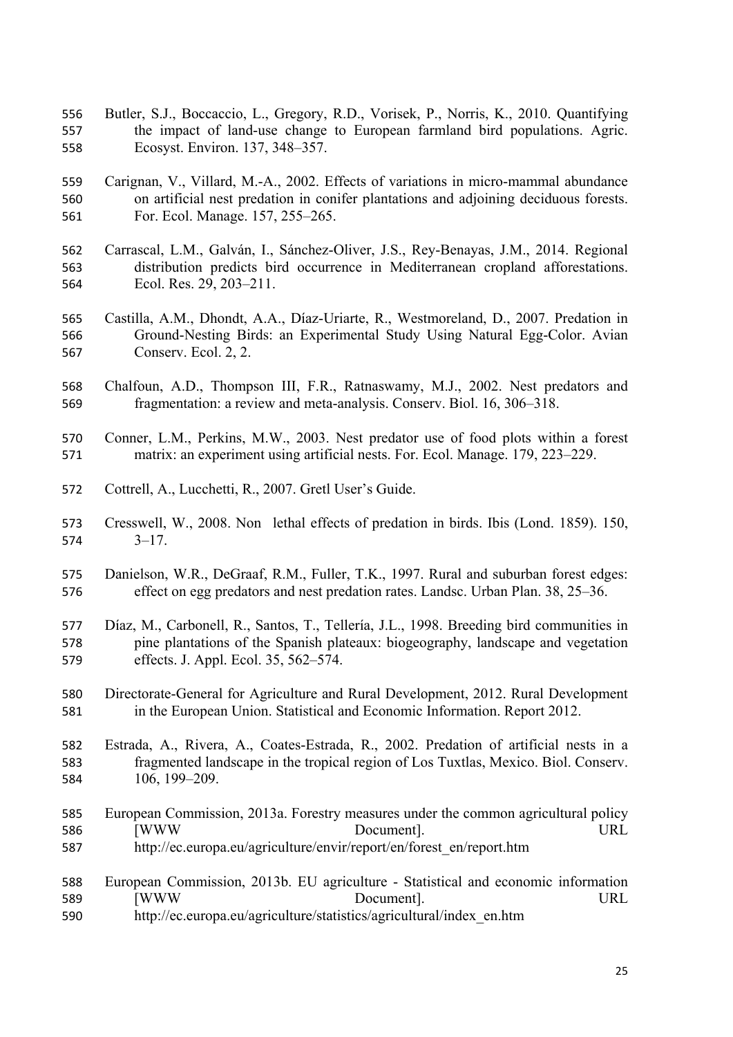Butler, S.J., Boccaccio, L., Gregory, R.D., Vorisek, P., Norris, K., 2010. Quantifying the impact of land-use change to European farmland bird populations. Agric. Ecosyst. Environ. 137, 348–357.

Carignan, V., Villard, M.-A., 2002. Effects of variations in micro-mammal abundance on artificial nest predation in conifer plantations and adjoining deciduous forests. For. Ecol. Manage. 157, 255–265.

Carrascal, L.M., Galván, I., Sánchez-Oliver, J.S., Rey-Benayas, J.M., 2014. Regional distribution predicts bird occurrence in Mediterranean cropland afforestations. Ecol. Res. 29, 203–211.

Castilla, A.M., Dhondt, A.A., Díaz-Uriarte, R., Westmoreland, D., 2007. Predation in Ground-Nesting Birds: an Experimental Study Using Natural Egg-Color. Avian Conserv. Ecol. 2, 2.

Chalfoun, A.D., Thompson III, F.R., Ratnaswamy, M.J., 2002. Nest predators and fragmentation: a review and meta-analysis. Conserv. Biol. 16, 306–318.

Conner, L.M., Perkins, M.W., 2003. Nest predator use of food plots within a forest matrix: an experiment using artificial nests. For. Ecol. Manage. 179, 223–229.

Cottrell, A., Lucchetti, R., 2007. Gretl User's Guide.

Cresswell, W., 2008. Non lethal effects of predation in birds. Ibis (Lond. 1859). 150, 3–17.

Danielson, W.R., DeGraaf, R.M., Fuller, T.K., 1997. Rural and suburban forest edges: effect on egg predators and nest predation rates. Landsc. Urban Plan. 38, 25–36.

Díaz, M., Carbonell, R., Santos, T., Tellería, J.L., 1998. Breeding bird communities in pine plantations of the Spanish plateaux: biogeography, landscape and vegetation effects. J. Appl. Ecol. 35, 562–574.

Directorate-General for Agriculture and Rural Development, 2012. Rural Development in the European Union. Statistical and Economic Information. Report 2012.

Estrada, A., Rivera, A., Coates-Estrada, R., 2002. Predation of artificial nests in a fragmented landscape in the tropical region of Los Tuxtlas, Mexico. Biol. Conserv. 106, 199–209.

European Commission, 2013a. Forestry measures under the common agricultural policy [WWW Document]. URL http://ec.europa.eu/agriculture/envir/report/en/forest_en/report.htm

European Commission, 2013b. EU agriculture - Statistical and economic information [WWW Document]. URL http://ec.europa.eu/agriculture/statistics/agricultural/index_en.htm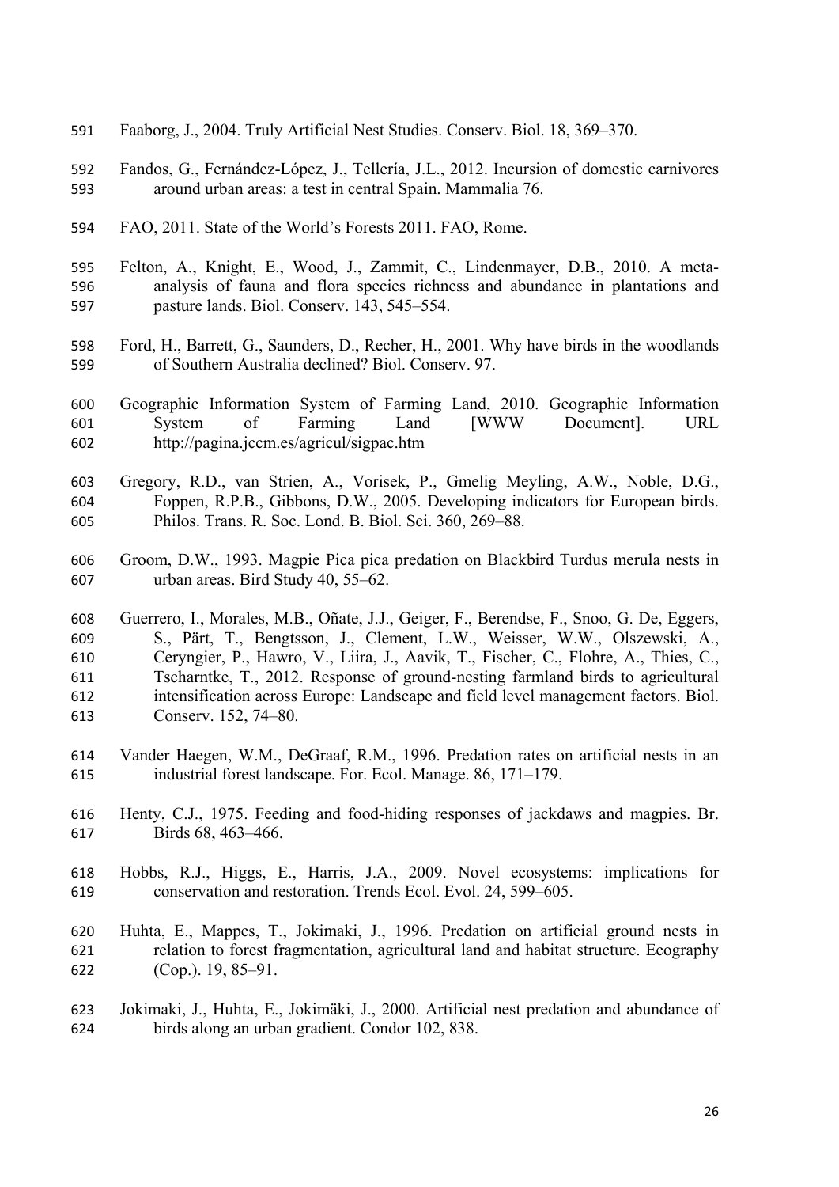591 Faaborg, J., 2004. Truly Artificial Nest Studies. Conserv. Biol. 18, 369–370.

592 Fandos, G., Fernández-López, J., Tellería, J.L., 2012. Incursion of domestic carnivores
593 around urban areas: a test in central Spain. Mammalia 76.

594 FAO, 2011. State of the World's Forests 2011. FAO, Rome.

595 Felton, A., Knight, E., Wood, J., Zammit, C., Lindenmayer, D.B., 2010. A meta-
596 analysis of fauna and flora species richness and abundance in plantations and
597 pasture lands. Biol. Conserv. 143, 545–554.

598 Ford, H., Barrett, G., Saunders, D., Recher, H., 2001. Why have birds in the woodlands
599 of Southern Australia declined? Biol. Conserv. 97.

600 Geographic Information System of Farming Land, 2010. Geographic Information
601 System of Farming Land [WWW Document]. URL
602 http://pagina.jccm.es/agricul/sigpac.htm

603 Gregory, R.D., van Strien, A., Vorisek, P., Gmelig Meyling, A.W., Noble, D.G.,
604 Foppen, R.P.B., Gibbons, D.W., 2005. Developing indicators for European birds.
605 Philos. Trans. R. Soc. Lond. B. Biol. Sci. 360, 269–88.

606 Groom, D.W., 1993. Magpie Pica pica predation on Blackbird Turdus merula nests in
607 urban areas. Bird Study 40, 55–62.

608 Guerrero, I., Morales, M.B., Oñate, J.J., Geiger, F., Berendse, F., Snoo, G. De, Eggers,
609 S., Pärt, T., Bengtsson, J., Clement, L.W., Weisser, W.W., Olszewski, A.,
610 Ceryngier, P., Hawro, V., Liira, J., Aavik, T., Fischer, C., Flohre, A., Thies, C.,
611 Tscharntke, T., 2012. Response of ground-nesting farmland birds to agricultural
612 intensification across Europe: Landscape and field level management factors. Biol.
613 Conserv. 152, 74–80.

614 Vander Haegen, W.M., DeGraaf, R.M., 1996. Predation rates on artificial nests in an
615 industrial forest landscape. For. Ecol. Manage. 86, 171–179.

616 Henty, C.J., 1975. Feeding and food-hiding responses of jackdaws and magpies. Br.
617 Birds 68, 463–466.

618 Hobbs, R.J., Higgs, E., Harris, J.A., 2009. Novel ecosystems: implications for
619 conservation and restoration. Trends Ecol. Evol. 24, 599–605.

620 Huhta, E., Mappes, T., Jokimaki, J., 1996. Predation on artificial ground nests in
621 relation to forest fragmentation, agricultural land and habitat structure. Ecography
622 (Cop.). 19, 85–91.

623 Jokimaki, J., Huhta, E., Jokimäki, J., 2000. Artificial nest predation and abundance of
624 birds along an urban gradient. Condor 102, 838.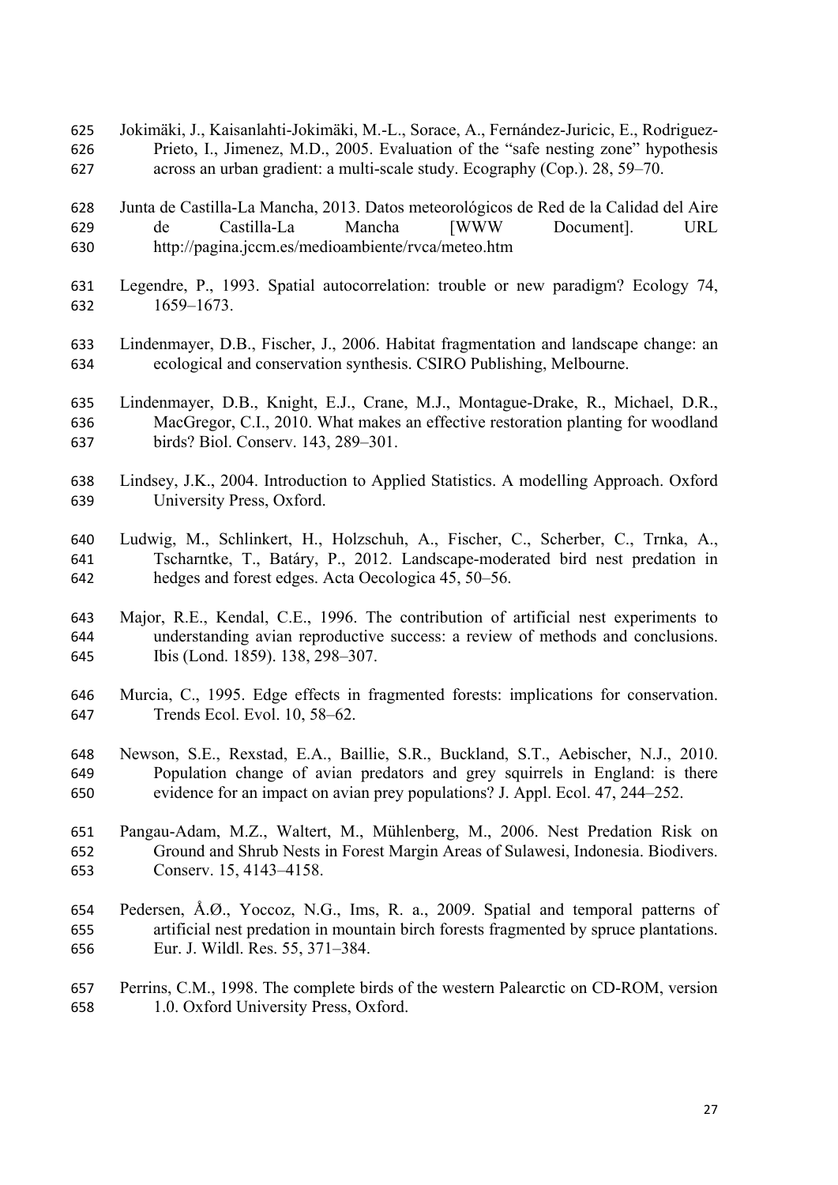Jokimäki, J., Kaisanlahti-Jokimäki, M.-L., Sorace, A., Fernández-Juricic, E., Rodriguez-Prieto, I., Jimenez, M.D., 2005. Evaluation of the "safe nesting zone" hypothesis across an urban gradient: a multi-scale study. Ecography (Cop.). 28, 59–70.

Junta de Castilla-La Mancha, 2013. Datos meteorológicos de Red de la Calidad del Aire de Castilla-La Mancha [WWW Document]. URL http://pagina.jccm.es/medioambiente/rvca/meteo.htm

Legendre, P., 1993. Spatial autocorrelation: trouble or new paradigm? Ecology 74, 1659–1673.

Lindenmayer, D.B., Fischer, J., 2006. Habitat fragmentation and landscape change: an ecological and conservation synthesis. CSIRO Publishing, Melbourne.

Lindenmayer, D.B., Knight, E.J., Crane, M.J., Montague-Drake, R., Michael, D.R., MacGregor, C.I., 2010. What makes an effective restoration planting for woodland birds? Biol. Conserv. 143, 289–301.

Lindsey, J.K., 2004. Introduction to Applied Statistics. A modelling Approach. Oxford University Press, Oxford.

Ludwig, M., Schlinkert, H., Holzschuh, A., Fischer, C., Scherber, C., Trnka, A., Tscharntke, T., Batáry, P., 2012. Landscape-moderated bird nest predation in hedges and forest edges. Acta Oecologica 45, 50–56.

Major, R.E., Kendal, C.E., 1996. The contribution of artificial nest experiments to understanding avian reproductive success: a review of methods and conclusions. Ibis (Lond. 1859). 138, 298–307.

Murcia, C., 1995. Edge effects in fragmented forests: implications for conservation. Trends Ecol. Evol. 10, 58–62.

Newson, S.E., Rexstad, E.A., Baillie, S.R., Buckland, S.T., Aebischer, N.J., 2010. Population change of avian predators and grey squirrels in England: is there evidence for an impact on avian prey populations? J. Appl. Ecol. 47, 244–252.

Pangau-Adam, M.Z., Waltert, M., Mühlenberg, M., 2006. Nest Predation Risk on Ground and Shrub Nests in Forest Margin Areas of Sulawesi, Indonesia. Biodivers. Conserv. 15, 4143–4158.

Pedersen, Å.Ø., Yoccoz, N.G., Ims, R. a., 2009. Spatial and temporal patterns of artificial nest predation in mountain birch forests fragmented by spruce plantations. Eur. J. Wildl. Res. 55, 371–384.

Perrins, C.M., 1998. The complete birds of the western Palearctic on CD-ROM, version 1.0. Oxford University Press, Oxford.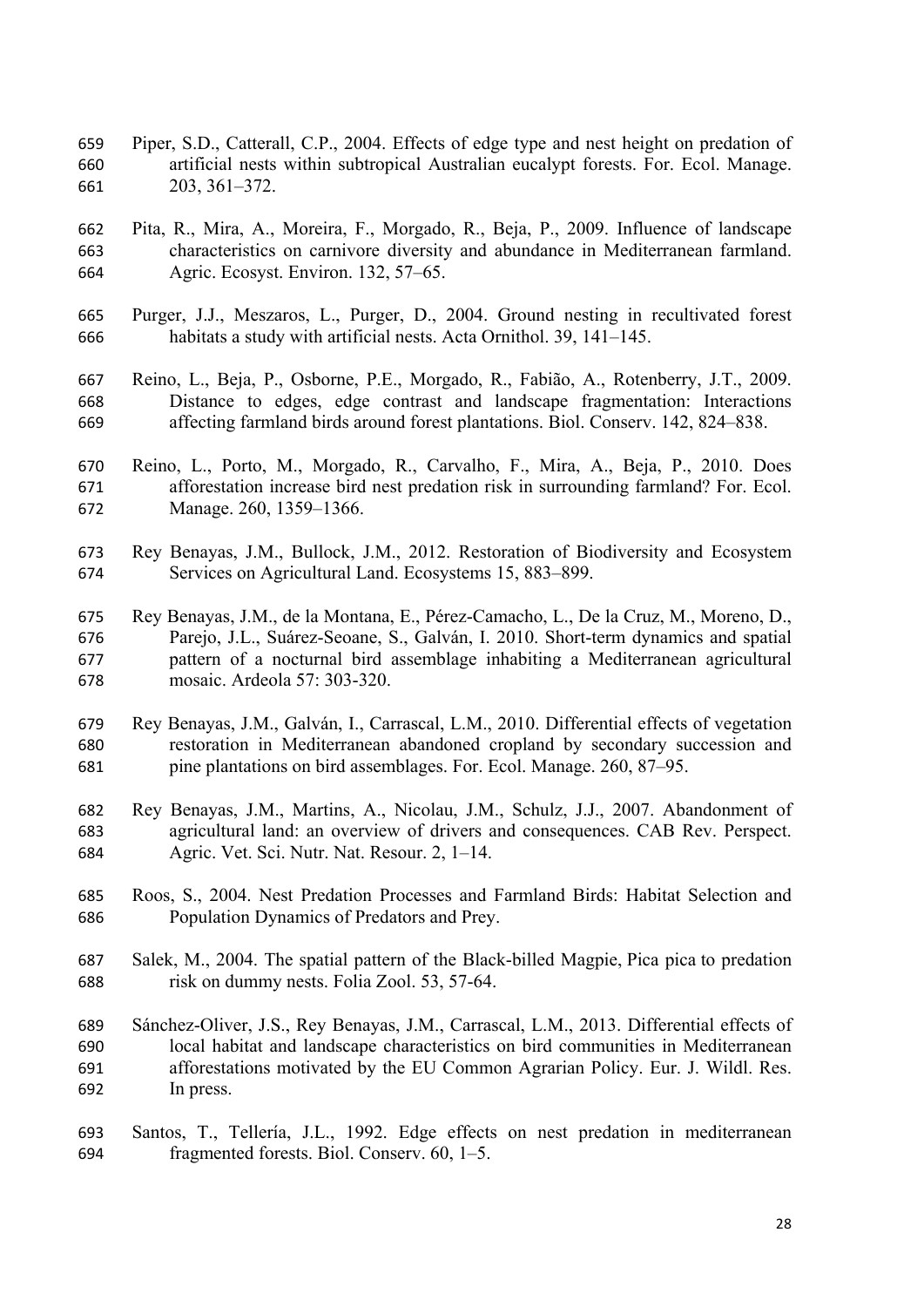Piper, S.D., Catterall, C.P., 2004. Effects of edge type and nest height on predation of artificial nests within subtropical Australian eucalypt forests. For. Ecol. Manage. 203, 361–372.

Pita, R., Mira, A., Moreira, F., Morgado, R., Beja, P., 2009. Influence of landscape characteristics on carnivore diversity and abundance in Mediterranean farmland. Agric. Ecosyst. Environ. 132, 57–65.

Purger, J.J., Meszaros, L., Purger, D., 2004. Ground nesting in recultivated forest habitats a study with artificial nests. Acta Ornithol. 39, 141–145.

Reino, L., Beja, P., Osborne, P.E., Morgado, R., Fabião, A., Rotenberry, J.T., 2009. Distance to edges, edge contrast and landscape fragmentation: Interactions affecting farmland birds around forest plantations. Biol. Conserv. 142, 824–838.

Reino, L., Porto, M., Morgado, R., Carvalho, F., Mira, A., Beja, P., 2010. Does afforestation increase bird nest predation risk in surrounding farmland? For. Ecol. Manage. 260, 1359–1366.

Rey Benayas, J.M., Bullock, J.M., 2012. Restoration of Biodiversity and Ecosystem Services on Agricultural Land. Ecosystems 15, 883–899.

Rey Benayas, J.M., de la Montana, E., Pérez-Camacho, L., De la Cruz, M., Moreno, D., Parejo, J.L., Suárez-Seoane, S., Galván, I. 2010. Short-term dynamics and spatial pattern of a nocturnal bird assemblage inhabiting a Mediterranean agricultural mosaic. Ardeola 57: 303-320.

Rey Benayas, J.M., Galván, I., Carrascal, L.M., 2010. Differential effects of vegetation restoration in Mediterranean abandoned cropland by secondary succession and pine plantations on bird assemblages. For. Ecol. Manage. 260, 87–95.

Rey Benayas, J.M., Martins, A., Nicolau, J.M., Schulz, J.J., 2007. Abandonment of agricultural land: an overview of drivers and consequences. CAB Rev. Perspect. Agric. Vet. Sci. Nutr. Nat. Resour. 2, 1–14.

Roos, S., 2004. Nest Predation Processes and Farmland Birds: Habitat Selection and Population Dynamics of Predators and Prey.

Salek, M., 2004. The spatial pattern of the Black-billed Magpie, Pica pica to predation risk on dummy nests. Folia Zool. 53, 57-64.

Sánchez-Oliver, J.S., Rey Benayas, J.M., Carrascal, L.M., 2013. Differential effects of local habitat and landscape characteristics on bird communities in Mediterranean afforestations motivated by the EU Common Agrarian Policy. Eur. J. Wildl. Res. In press.

Santos, T., Tellería, J.L., 1992. Edge effects on nest predation in mediterranean fragmented forests. Biol. Conserv. 60, 1–5.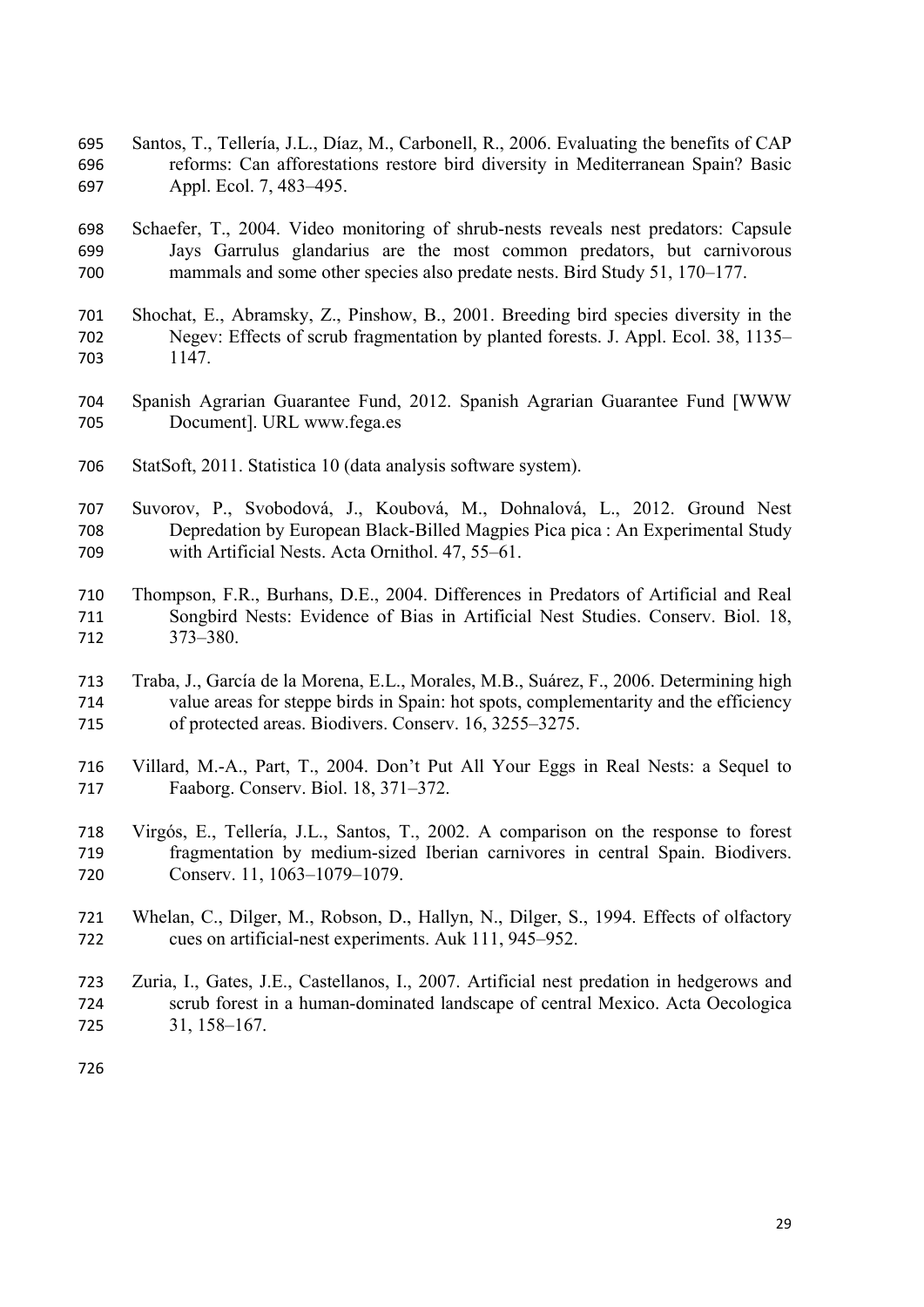Santos, T., Tellería, J.L., Díaz, M., Carbonell, R., 2006. Evaluating the benefits of CAP reforms: Can afforestations restore bird diversity in Mediterranean Spain? Basic Appl. Ecol. 7, 483–495.

Schaefer, T., 2004. Video monitoring of shrub-nests reveals nest predators: Capsule Jays Garrulus glandarius are the most common predators, but carnivorous mammals and some other species also predate nests. Bird Study 51, 170–177.

Shochat, E., Abramsky, Z., Pinshow, B., 2001. Breeding bird species diversity in the Negev: Effects of scrub fragmentation by planted forests. J. Appl. Ecol. 38, 1135–1147.

Spanish Agrarian Guarantee Fund, 2012. Spanish Agrarian Guarantee Fund [WWW Document]. URL www.fega.es

StatSoft, 2011. Statistica 10 (data analysis software system).

Suvorov, P., Svobodová, J., Koubová, M., Dohnalová, L., 2012. Ground Nest Depredation by European Black-Billed Magpies Pica pica : An Experimental Study with Artificial Nests. Acta Ornithol. 47, 55–61.

Thompson, F.R., Burhans, D.E., 2004. Differences in Predators of Artificial and Real Songbird Nests: Evidence of Bias in Artificial Nest Studies. Conserv. Biol. 18, 373–380.

Traba, J., García de la Morena, E.L., Morales, M.B., Suárez, F., 2006. Determining high value areas for steppe birds in Spain: hot spots, complementarity and the efficiency of protected areas. Biodivers. Conserv. 16, 3255–3275.

Villard, M.-A., Part, T., 2004. Don't Put All Your Eggs in Real Nests: a Sequel to Faaborg. Conserv. Biol. 18, 371–372.

Virgós, E., Tellería, J.L., Santos, T., 2002. A comparison on the response to forest fragmentation by medium-sized Iberian carnivores in central Spain. Biodivers. Conserv. 11, 1063–1079–1079.

Whelan, C., Dilger, M., Robson, D., Hallyn, N., Dilger, S., 1994. Effects of olfactory cues on artificial-nest experiments. Auk 111, 945–952.

Zuria, I., Gates, J.E., Castellanos, I., 2007. Artificial nest predation in hedgerows and scrub forest in a human-dominated landscape of central Mexico. Acta Oecologica 31, 158–167.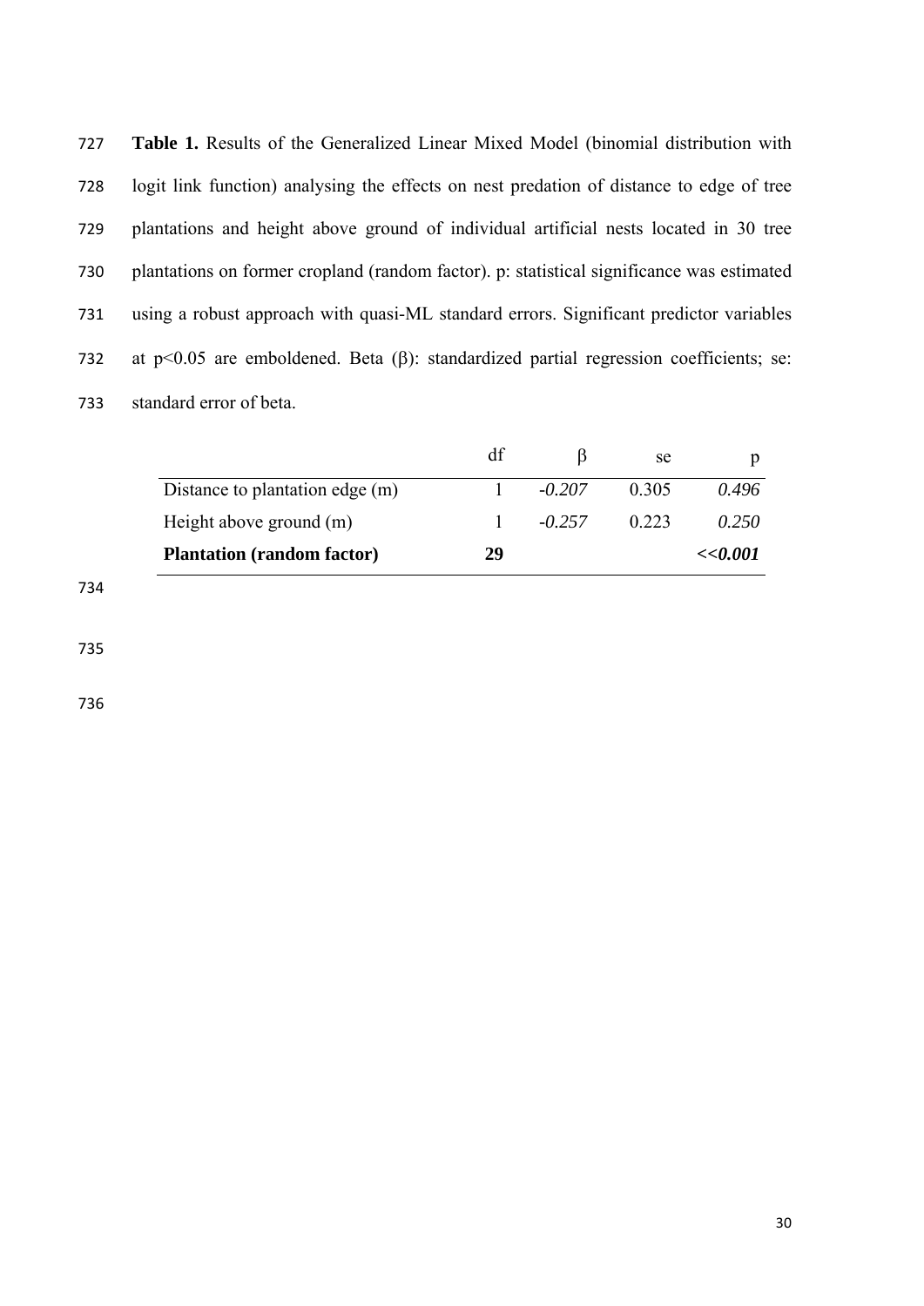**Table 1.** Results of the Generalized Linear Mixed Model (binomial distribution with logit link function) analysing the effects on nest predation of distance to edge of tree plantations and height above ground of individual artificial nests located in 30 tree plantations on former cropland (random factor). p: statistical significance was estimated using a robust approach with quasi-ML standard errors. Significant predictor variables at $p<0.05$ are emboldened. Beta ($\beta$): standardized partial regression coefficients; se: standard error of beta.

| | df | $\beta$ | se | p |
|---|---|---|---|---|
| Distance to plantation edge (m) | 1 | *-0.207* | 0.305 | *0.496* |
| Height above ground (m) | 1 | *-0.257* | 0.223 | *0.250* |
| **Plantation (random factor)** | **29** | | | ***<<0.001*** |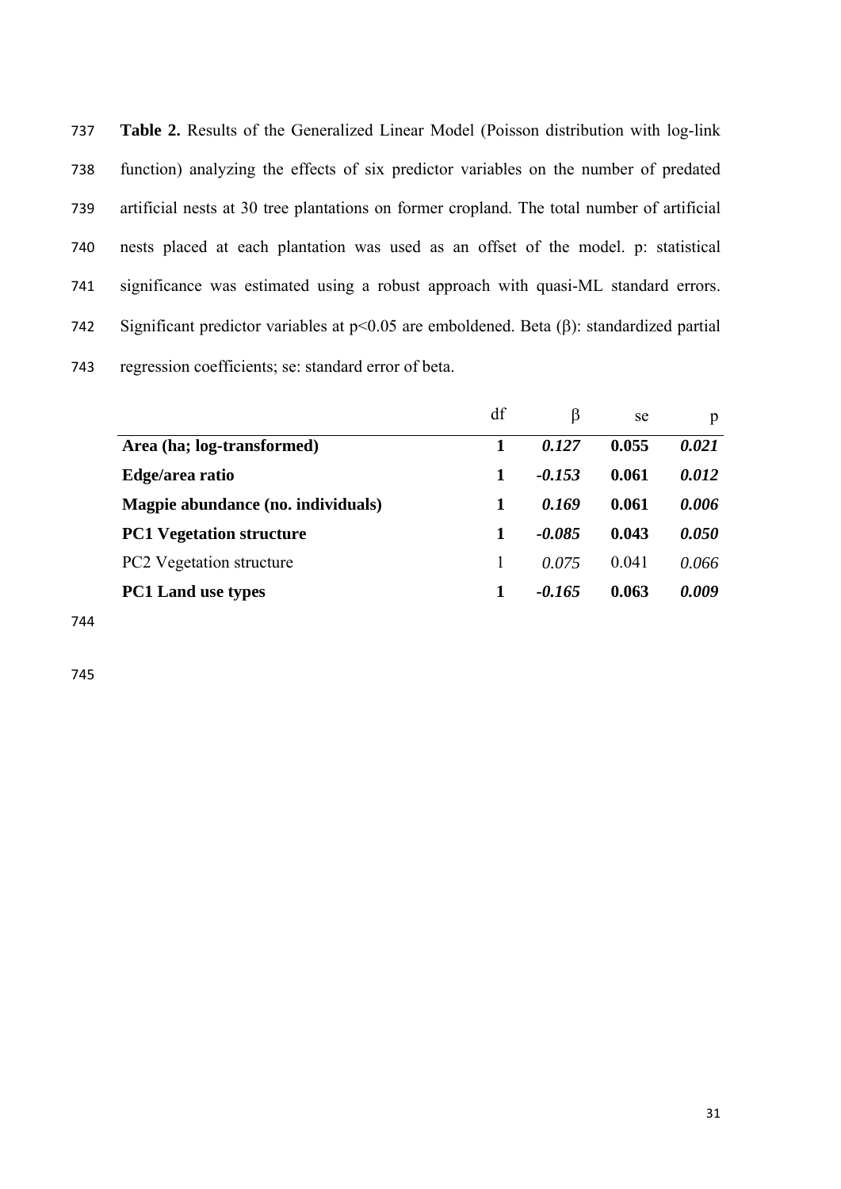**Table 2.** Results of the Generalized Linear Model (Poisson distribution with log-link function) analyzing the effects of six predictor variables on the number of predated artificial nests at 30 tree plantations on former cropland. The total number of artificial nests placed at each plantation was used as an offset of the model. p: statistical significance was estimated using a robust approach with quasi-ML standard errors. Significant predictor variables at $p<0.05$ are emboldened. Beta (β): standardized partial regression coefficients; se: standard error of beta.

| | df | β | se | p |
|---|---|---|---|---|
| **Area (ha; log-transformed)** | **1** | ***0.127*** | **0.055** | ***0.021*** |
| **Edge/area ratio** | **1** | ***-0.153*** | **0.061** | ***0.012*** |
| **Magpie abundance (no. individuals)** | **1** | ***0.169*** | **0.061** | ***0.006*** |
| **PC1 Vegetation structure** | **1** | ***-0.085*** | **0.043** | ***0.050*** |
| PC2 Vegetation structure | 1 | *0.075* | 0.041 | *0.066* |
| **PC1 Land use types** | **1** | ***-0.165*** | **0.063** | ***0.009*** |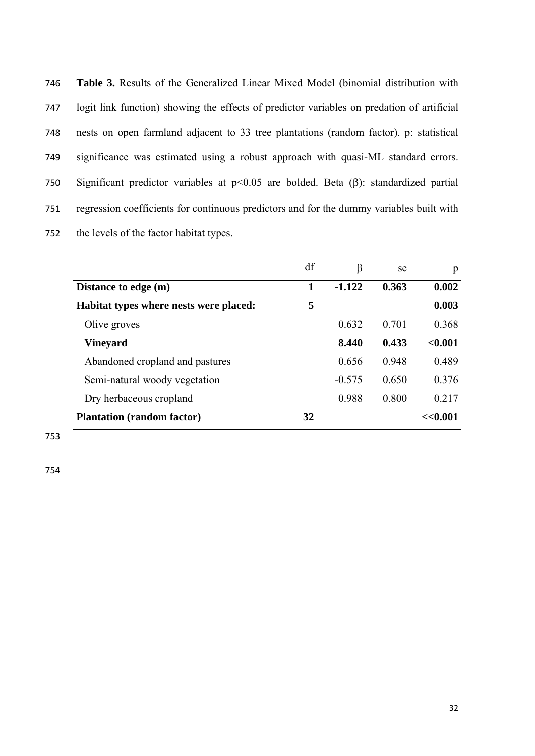**Table 3.** Results of the Generalized Linear Mixed Model (binomial distribution with logit link function) showing the effects of predictor variables on predation of artificial nests on open farmland adjacent to 33 tree plantations (random factor). p: statistical significance was estimated using a robust approach with quasi-ML standard errors. Significant predictor variables at $p<0.05$ are bolded. Beta (β): standardized partial regression coefficients for continuous predictors and for the dummy variables built with the levels of the factor habitat types.

| | df | β | se | p |
|---|---|---|---|---|
| **Distance to edge (m)** | **1** | **-1.122** | **0.363** | **0.002** |
| **Habitat types where nests were placed:** | **5** | | | **0.003** |
| Olive groves | | 0.632 | 0.701 | 0.368 |
| **Vineyard** | | **8.440** | **0.433** | **<0.001** |
| Abandoned cropland and pastures | | 0.656 | 0.948 | 0.489 |
| Semi-natural woody vegetation | | -0.575 | 0.650 | 0.376 |
| Dry herbaceous cropland | | 0.988 | 0.800 | 0.217 |
| **Plantation (random factor)** | **32** | | | **<<0.001** |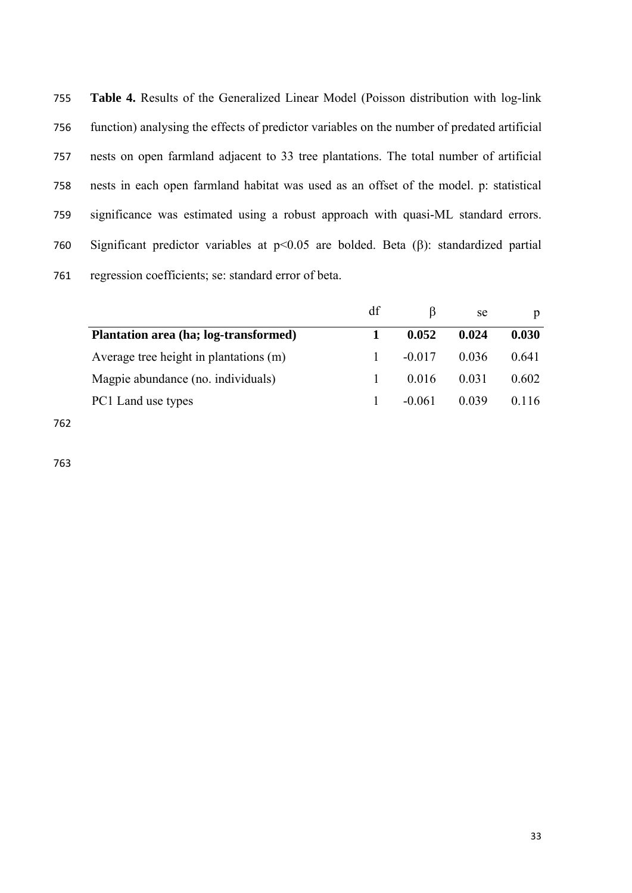**Table 4.** Results of the Generalized Linear Model (Poisson distribution with log-link function) analysing the effects of predictor variables on the number of predated artificial nests on open farmland adjacent to 33 tree plantations. The total number of artificial nests in each open farmland habitat was used as an offset of the model. p: statistical significance was estimated using a robust approach with quasi-ML standard errors. Significant predictor variables at $p<0.05$ are bolded. Beta ($\beta$): standardized partial regression coefficients; se: standard error of beta.

| | df | $\beta$ | se | p |
|---|---|---|---|---|
| **Plantation area (ha; log-transformed)** | **1** | **0.052** | **0.024** | **0.030** |
| Average tree height in plantations (m) | 1 | -0.017 | 0.036 | 0.641 |
| Magpie abundance (no. individuals) | 1 | 0.016 | 0.031 | 0.602 |
| PC1 Land use types | 1 | -0.061 | 0.039 | 0.116 |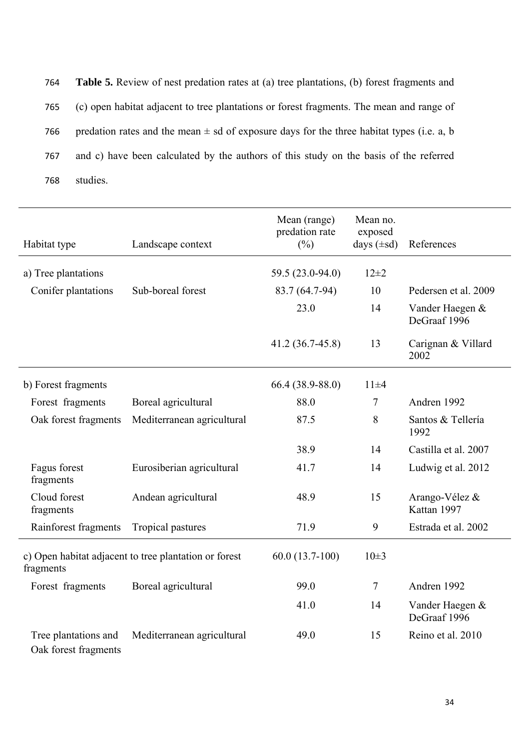**Table 5.** Review of nest predation rates at (a) tree plantations, (b) forest fragments and (c) open habitat adjacent to tree plantations or forest fragments. The mean and range of predation rates and the mean ± sd of exposure days for the three habitat types (i.e. a, b and c) have been calculated by the authors of this study on the basis of the referred studies.

| Habitat type | Landscape context | Mean (range) predation rate (%) | Mean no. exposed days (±sd) | References |
|---|---|---|---|---|
| a) Tree plantations | | 59.5 (23.0-94.0) | 12±2 | |
| Conifer plantations | Sub-boreal forest | 83.7 (64.7-94) | 10 | Pedersen et al. 2009 |
| | | 23.0 | 14 | Vander Haegen & DeGraaf 1996 |
| | | 41.2 (36.7-45.8) | 13 | Carignan & Villard 2002 |
| b) Forest fragments | | 66.4 (38.9-88.0) | 11±4 | |
| Forest fragments | Boreal agricultural | 88.0 | 7 | Andren 1992 |
| Oak forest fragments | Mediterranean agricultural | 87.5 | 8 | Santos & Tellería 1992 |
| | | 38.9 | 14 | Castilla et al. 2007 |
| Fagus forest fragments | Eurosiberian agricultural | 41.7 | 14 | Ludwig et al. 2012 |
| Cloud forest fragments | Andean agricultural | 48.9 | 15 | Arango-Vélez & Kattan 1997 |
| Rainforest fragments | Tropical pastures | 71.9 | 9 | Estrada et al. 2002 |
| c) Open habitat adjacent to tree plantation or forest fragments | | 60.0 (13.7-100) | 10±3 | |
| Forest fragments | Boreal agricultural | 99.0 | 7 | Andren 1992 |
| | | 41.0 | 14 | Vander Haegen & DeGraaf 1996 |
| Tree plantations and Oak forest fragments | Mediterranean agricultural | 49.0 | 15 | Reino et al. 2010 |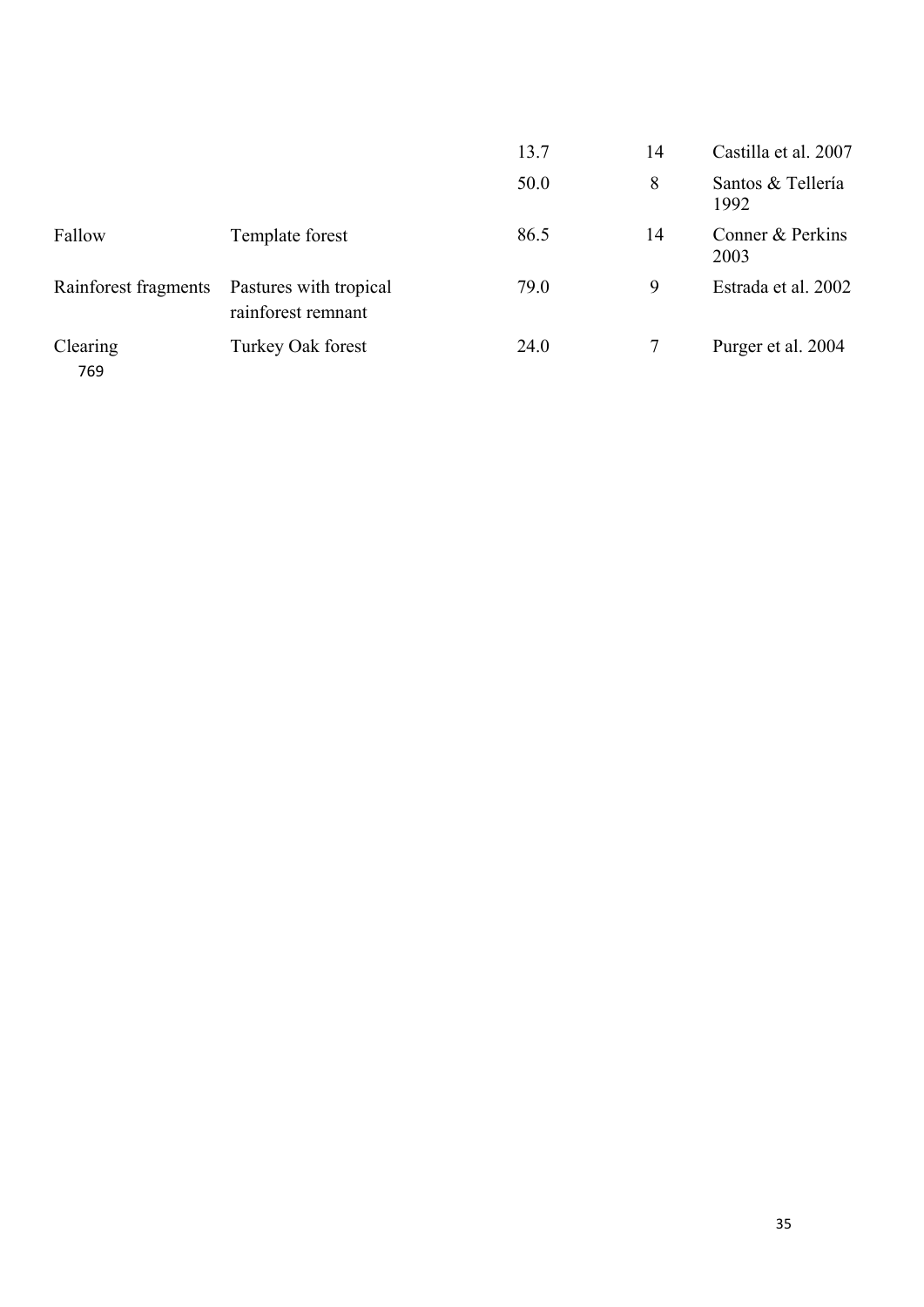| | | | | |
|---|---|---|---|---|
| | | 13.7 | 14 | Castilla et al. 2007 |
| | | 50.0 | 8 | Santos & Tellería 1992 |
| Fallow | Template forest | 86.5 | 14 | Conner & Perkins 2003 |
| Rainforest fragments | Pastures with tropical rainforest remnant | 79.0 | 9 | Estrada et al. 2002 |
| Clearing | Turkey Oak forest | 24.0 | 7 | Purger et al. 2004 |

769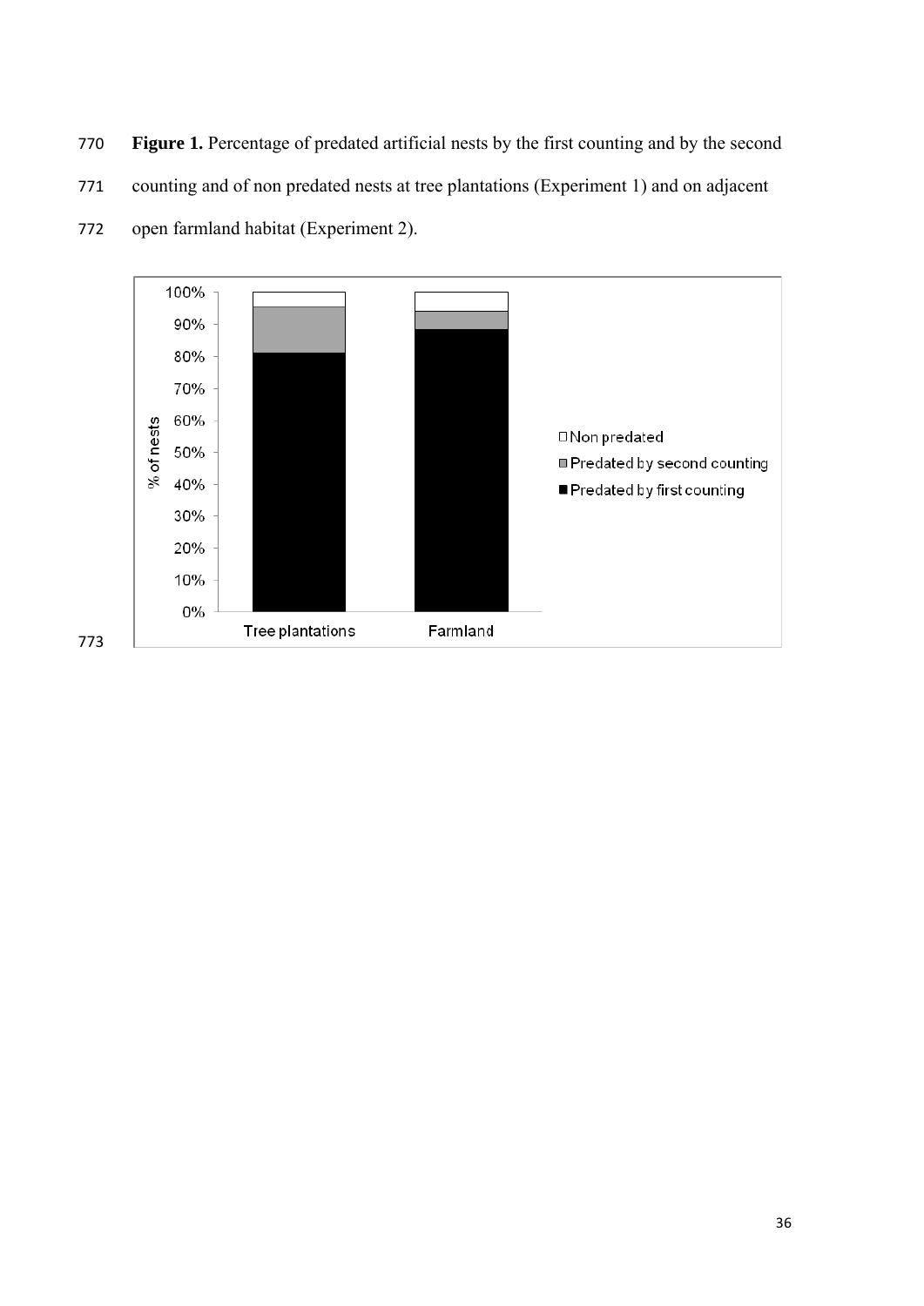**Figure 1.** Percentage of predated artificial nests by the first counting and by the second counting and of non predated nests at tree plantations (Experiment 1) and on adjacent open farmland habitat (Experiment 2).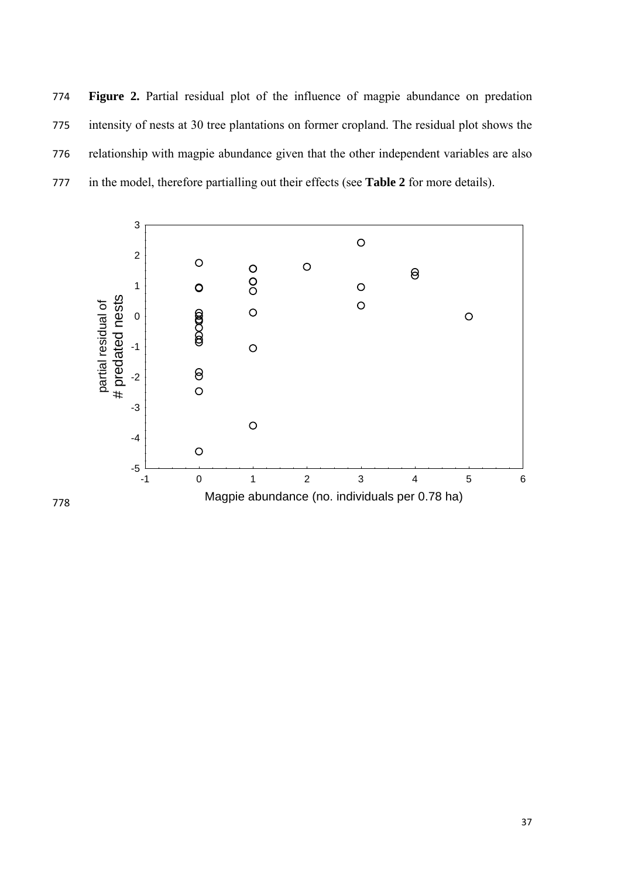774 **Figure 2.** Partial residual plot of the influence of magpie abundance on predation 775 intensity of nests at 30 tree plantations on former cropland. The residual plot shows the 776 relationship with magpie abundance given that the other independent variables are also 777 in the model, therefore partialling out their effects (see **Table 2** for more details).

partial residual of
# predated nests

3
2
1
0
-1
-2
-3
-4
-5

-1 0 1 2 3 4 5 6

Magpie abundance (no. individuals per 0.78 ha)

778